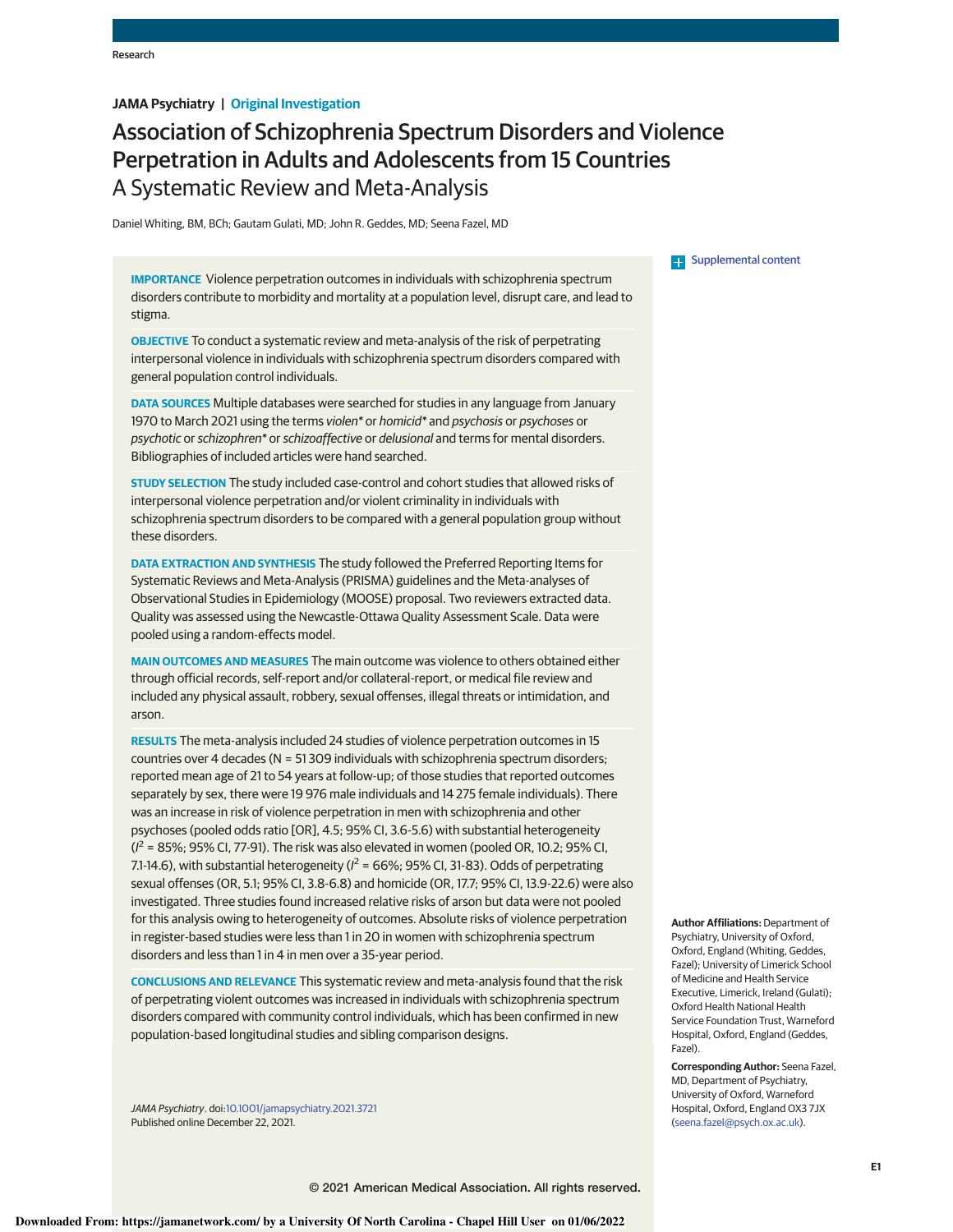JAMA Psychiatry | Original Investigation

# Association of Schizophrenia Spectrum Disorders and Violence Perpetration in Adults and Adolescents from 15 Countries
## A Systematic Review and Meta-Analysis

Daniel Whiting, BM, BCh; Gautam Gulati, MD; John R. Geddes, MD; Seena Fazel, MD

Supplemental content

**IMPORTANCE** Violence perpetration outcomes in individuals with schizophrenia spectrum disorders contribute to morbidity and mortality at a population level, disrupt care, and lead to stigma.

**OBJECTIVE** To conduct a systematic review and meta-analysis of the risk of perpetrating interpersonal violence in individuals with schizophrenia spectrum disorders compared with general population control individuals.

**DATA SOURCES** Multiple databases were searched for studies in any language from January 1970 to March 2021 using the terms *violen** or *homicid** and *psychosis* or *psychoses* or *psychotic* or *schizophren** or *schizoaffective* or *delusional* and terms for mental disorders. Bibliographies of included articles were hand searched.

**STUDY SELECTION** The study included case-control and cohort studies that allowed risks of interpersonal violence perpetration and/or violent criminality in individuals with schizophrenia spectrum disorders to be compared with a general population group without these disorders.

**DATA EXTRACTION AND SYNTHESIS** The study followed the Preferred Reporting Items for Systematic Reviews and Meta-Analysis (PRISMA) guidelines and the Meta-analyses of Observational Studies in Epidemiology (MOOSE) proposal. Two reviewers extracted data. Quality was assessed using the Newcastle-Ottawa Quality Assessment Scale. Data were pooled using a random-effects model.

**MAIN OUTCOMES AND MEASURES** The main outcome was violence to others obtained either through official records, self-report and/or collateral-report, or medical file review and included any physical assault, robbery, sexual offenses, illegal threats or intimidation, and arson.

**RESULTS** The meta-analysis included 24 studies of violence perpetration outcomes in 15 countries over 4 decades (N = 51 309 individuals with schizophrenia spectrum disorders; reported mean age of 21 to 54 years at follow-up; of those studies that reported outcomes separately by sex, there were 19 976 male individuals and 14 275 female individuals). There was an increase in risk of violence perpetration in men with schizophrenia and other psychoses (pooled odds ratio [OR], 4.5; 95% CI, 3.6-5.6) with substantial heterogeneity ($I^2$ = 85%; 95% CI, 77-91). The risk was also elevated in women (pooled OR, 10.2; 95% CI, 7.1-14.6), with substantial heterogeneity ($I^2$ = 66%; 95% CI, 31-83). Odds of perpetrating sexual offenses (OR, 5.1; 95% CI, 3.8-6.8) and homicide (OR, 17.7; 95% CI, 13.9-22.6) were also investigated. Three studies found increased relative risks of arson but data were not pooled for this analysis owing to heterogeneity of outcomes. Absolute risks of violence perpetration in register-based studies were less than 1 in 20 in women with schizophrenia spectrum disorders and less than 1 in 4 in men over a 35-year period.

**CONCLUSIONS AND RELEVANCE** This systematic review and meta-analysis found that the risk of perpetrating violent outcomes was increased in individuals with schizophrenia spectrum disorders compared with community control individuals, which has been confirmed in new population-based longitudinal studies and sibling comparison designs.

*JAMA Psychiatry*. doi:10.1001/jamapsychiatry.2021.3721
Published online December 22, 2021.

**Author Affiliations:** Department of Psychiatry, University of Oxford, Oxford, England (Whiting, Geddes, Fazel); University of Limerick School of Medicine and Health Service Executive, Limerick, Ireland (Gulati); Oxford Health National Health Service Foundation Trust, Warneford Hospital, Oxford, England (Geddes, Fazel).

**Corresponding Author:** Seena Fazel, MD, Department of Psychiatry, University of Oxford, Warneford Hospital, Oxford, England OX3 7JX (seena.fazel@psych.ox.ac.uk).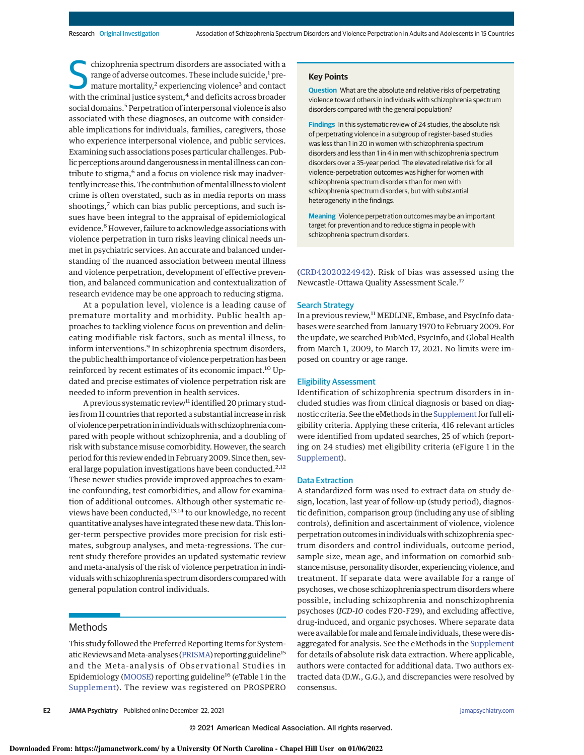Schizophrenia spectrum disorders are associated with a range of adverse outcomes. These include suicide,[1] premature mortality,[2] experiencing violence[3] and contact with the criminal justice system,[4] and deficits across broader social domains.[5] Perpetration of interpersonal violence is also associated with these diagnoses, an outcome with considerable implications for individuals, families, caregivers, those who experience interpersonal violence, and public services. Examining such associations poses particular challenges. Public perceptions around dangerousness in mental illness can contribute to stigma,[6] and a focus on violence risk may inadvertently increase this. The contribution of mental illness to violent crime is often overstated, such as in media reports on mass shootings,[7] which can bias public perceptions, and such issues have been integral to the appraisal of epidemiological evidence.[8] However, failure to acknowledge associations with violence perpetration in turn risks leaving clinical needs unmet in psychiatric services. An accurate and balanced understanding of the nuanced association between mental illness and violence perpetration, development of effective prevention, and balanced communication and contextualization of research evidence may be one approach to reducing stigma.

At a population level, violence is a leading cause of premature mortality and morbidity. Public health approaches to tackling violence focus on prevention and delineating modifiable risk factors, such as mental illness, to inform interventions.[9] In schizophrenia spectrum disorders, the public health importance of violence perpetration has been reinforced by recent estimates of its economic impact.[10] Updated and precise estimates of violence perpetration risk are needed to inform prevention in health services.

A previous systematic review[11] identified 20 primary studies from 11 countries that reported a substantial increase in risk of violence perpetration in individuals with schizophrenia compared with people without schizophrenia, and a doubling of risk with substance misuse comorbidity. However, the search period for this review ended in February 2009. Since then, several large population investigations have been conducted.[2,12] These newer studies provide improved approaches to examine confounding, test comorbidities, and allow for examination of additional outcomes. Although other systematic reviews have been conducted,[13,14] to our knowledge, no recent quantitative analyses have integrated these new data. This longer-term perspective provides more precision for risk estimates, subgroup analyses, and meta-regressions. The current study therefore provides an updated systematic review and meta-analysis of the risk of violence perpetration in individuals with schizophrenia spectrum disorders compared with general population control individuals.

> **Key Points**
>
> **Question** What are the absolute and relative risks of perpetrating violence toward others in individuals with schizophrenia spectrum disorders compared with the general population?
>
> **Findings** In this systematic review of 24 studies, the absolute risk of perpetrating violence in a subgroup of register-based studies was less than 1 in 20 in women with schizophrenia spectrum disorders and less than 1 in 4 in men with schizophrenia spectrum disorders over a 35-year period. The elevated relative risk for all violence-perpetration outcomes was higher for women with schizophrenia spectrum disorders than for men with schizophrenia spectrum disorders, but with substantial heterogeneity in the findings.
>
> **Meaning** Violence perpetration outcomes may be an important target for prevention and to reduce stigma in people with schizophrenia spectrum disorders.

## Methods

This study followed the Preferred Reporting Items for Systematic Reviews and Meta-analyses (PRISMA) reporting guideline[15] and the Meta-analysis of Observational Studies in Epidemiology (MOOSE) reporting guideline[16] (eTable 1 in the Supplement). The review was registered on PROSPERO (CRD42020224942). Risk of bias was assessed using the Newcastle-Ottawa Quality Assessment Scale.[17]

### Search Strategy

In a previous review,[11] MEDLINE, Embase, and PsycInfo databases were searched from January 1970 to February 2009. For the update, we searched PubMed, PsycInfo, and Global Health from March 1, 2009, to March 17, 2021. No limits were imposed on country or age range.

### Eligibility Assessment

Identification of schizophrenia spectrum disorders in included studies was from clinical diagnosis or based on diagnostic criteria. See the eMethods in the Supplement for full eligibility criteria. Applying these criteria, 416 relevant articles were identified from updated searches, 25 of which (reporting on 24 studies) met eligibility criteria (eFigure 1 in the Supplement).

### Data Extraction

A standardized form was used to extract data on study design, location, last year of follow-up (study period), diagnostic definition, comparison group (including any use of sibling controls), definition and ascertainment of violence, violence perpetration outcomes in individuals with schizophrenia spectrum disorders and control individuals, outcome period, sample size, mean age, and information on comorbid substance misuse, personality disorder, experiencing violence, and treatment. If separate data were available for a range of psychoses, we chose schizophrenia spectrum disorders where possible, including schizophrenia and nonschizophrenia psychoses (*ICD-10* codes F20-F29), and excluding affective, drug-induced, and organic psychoses. Where separate data were available for male and female individuals, these were disaggregated for analysis. See the eMethods in the Supplement for details of absolute risk data extraction. Where applicable, authors were contacted for additional data. Two authors extracted data (D.W., G.G.), and discrepancies were resolved by consensus.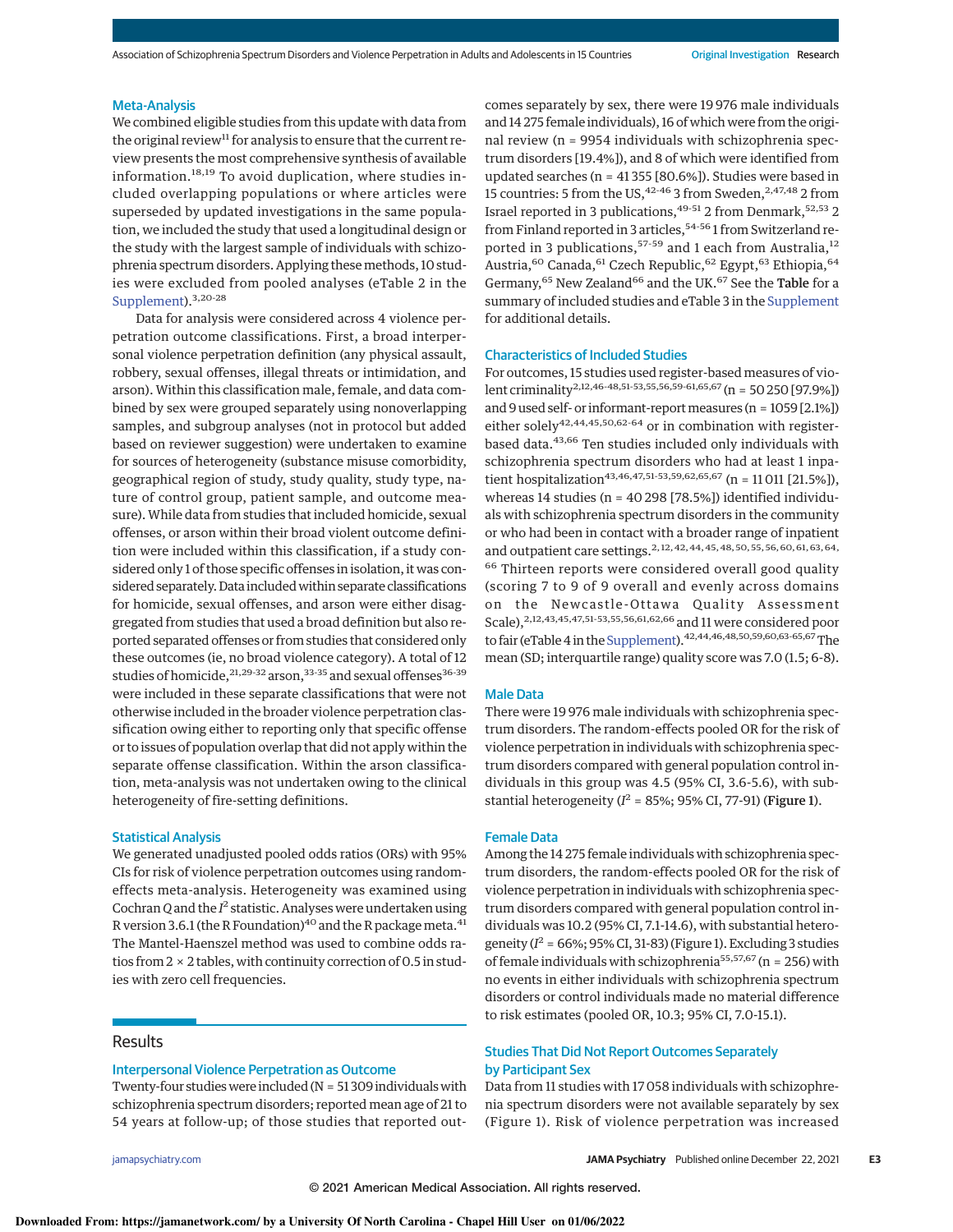### Meta-Analysis

We combined eligible studies from this update with data from the original review[11] for analysis to ensure that the current review presents the most comprehensive synthesis of available information.[18,19] To avoid duplication, where studies included overlapping populations or where articles were superseded by updated investigations in the same population, we included the study that used a longitudinal design or the study with the largest sample of individuals with schizophrenia spectrum disorders. Applying these methods, 10 studies were excluded from pooled analyses (eTable 2 in the Supplement).[3,20-28]

Data for analysis were considered across 4 violence perpetration outcome classifications. First, a broad interpersonal violence perpetration definition (any physical assault, robbery, sexual offenses, illegal threats or intimidation, and arson). Within this classification male, female, and data combined by sex were grouped separately using nonoverlapping samples, and subgroup analyses (not in protocol but added based on reviewer suggestion) were undertaken to examine for sources of heterogeneity (substance misuse comorbidity, geographical region of study, study quality, study type, nature of control group, patient sample, and outcome measure). While data from studies that included homicide, sexual offenses, or arson within their broad violent outcome definition were included within this classification, if a study considered only 1 of those specific offenses in isolation, it was considered separately. Data included within separate classifications for homicide, sexual offenses, and arson were either disaggregated from studies that used a broad definition but also reported separated offenses or from studies that considered only these outcomes (ie, no broad violence category). A total of 12 studies of homicide,[21,29-32] arson,[33-35] and sexual offenses[36-39] were included in these separate classifications that were not otherwise included in the broader violence perpetration classification owing either to reporting only that specific offense or to issues of population overlap that did not apply within the separate offense classification. Within the arson classification, meta-analysis was not undertaken owing to the clinical heterogeneity of fire-setting definitions.

### Statistical Analysis

We generated unadjusted pooled odds ratios (ORs) with 95% CIs for risk of violence perpetration outcomes using random-effects meta-analysis. Heterogeneity was examined using Cochran Q and the $I^2$ statistic. Analyses were undertaken using R version 3.6.1 (the R Foundation)[40] and the R package meta.[41] The Mantel-Haenszel method was used to combine odds ratios from 2 × 2 tables, with continuity correction of 0.5 in studies with zero cell frequencies.

## Results

### Interpersonal Violence Perpetration as Outcome

Twenty-four studies were included (N = 51 309 individuals with schizophrenia spectrum disorders; reported mean age of 21 to 54 years at follow-up; of those studies that reported outcomes separately by sex, there were 19 976 male individuals and 14 275 female individuals), 16 of which were from the original review (n = 9954 individuals with schizophrenia spectrum disorders [19.4%]), and 8 of which were identified from updated searches (n = 41 355 [80.6%]). Studies were based in 15 countries: 5 from the US,[42-46] 3 from Sweden,[2,47,48] 2 from Israel reported in 3 publications,[49-51] 2 from Denmark,[52,53] 2 from Finland reported in 3 articles,[54-56] 1 from Switzerland reported in 3 publications,[57-59] and 1 each from Australia,[12] Austria,[60] Canada,[61] Czech Republic,[62] Egypt,[63] Ethiopia,[64] Germany,[65] New Zealand[66] and the UK.[67] See the **Table** for a summary of included studies and eTable 3 in the Supplement for additional details.

### Characteristics of Included Studies

For outcomes, 15 studies used register-based measures of violent criminality[2,12,46-48,51-53,55,56,59-61,65,67] (n = 50 250 [97.9%]) and 9 used self- or informant-report measures (n = 1059 [2.1%]) either solely[42,44,45,50,62-64] or in combination with register-based data.[43,66] Ten studies included only individuals with schizophrenia spectrum disorders who had at least 1 inpatient hospitalization[43,46,47,51-53,59,62,65,67] (n = 11 011 [21.5%]), whereas 14 studies (n = 40 298 [78.5%]) identified individuals with schizophrenia spectrum disorders in the community or who had been in contact with a broader range of inpatient and outpatient care settings.[2,12,42,44,45,48,50,55,56,60,61,63,64,66] Thirteen reports were considered overall good quality (scoring 7 to 9 of 9 overall and evenly across domains on the Newcastle-Ottawa Quality Assessment Scale),[2,12,43,45,47,51-53,55,56,61,62,66] and 11 were considered poor to fair (eTable 4 in the Supplement).[42,44,46,48,50,59,60,63-65,67] The mean (SD; interquartile range) quality score was 7.0 (1.5; 6-8).

### Male Data

There were 19 976 male individuals with schizophrenia spectrum disorders. The random-effects pooled OR for the risk of violence perpetration in individuals with schizophrenia spectrum disorders compared with general population control individuals in this group was 4.5 (95% CI, 3.6-5.6), with substantial heterogeneity ($I^2$ = 85%; 95% CI, 77-91) (**Figure 1**).

### Female Data

Among the 14 275 female individuals with schizophrenia spectrum disorders, the random-effects pooled OR for the risk of violence perpetration in individuals with schizophrenia spectrum disorders compared with general population control individuals was 10.2 (95% CI, 7.1-14.6), with substantial heterogeneity ($I^2$ = 66%; 95% CI, 31-83) (Figure 1). Excluding 3 studies of female individuals with schizophrenia[55,57,67] (n = 256) with no events in either individuals with schizophrenia spectrum disorders or control individuals made no material difference to risk estimates (pooled OR, 10.3; 95% CI, 7.0-15.1).

### Studies That Did Not Report Outcomes Separately by Participant Sex

Data from 11 studies with 17 058 individuals with schizophrenia spectrum disorders were not available separately by sex (Figure 1). Risk of violence perpetration was increased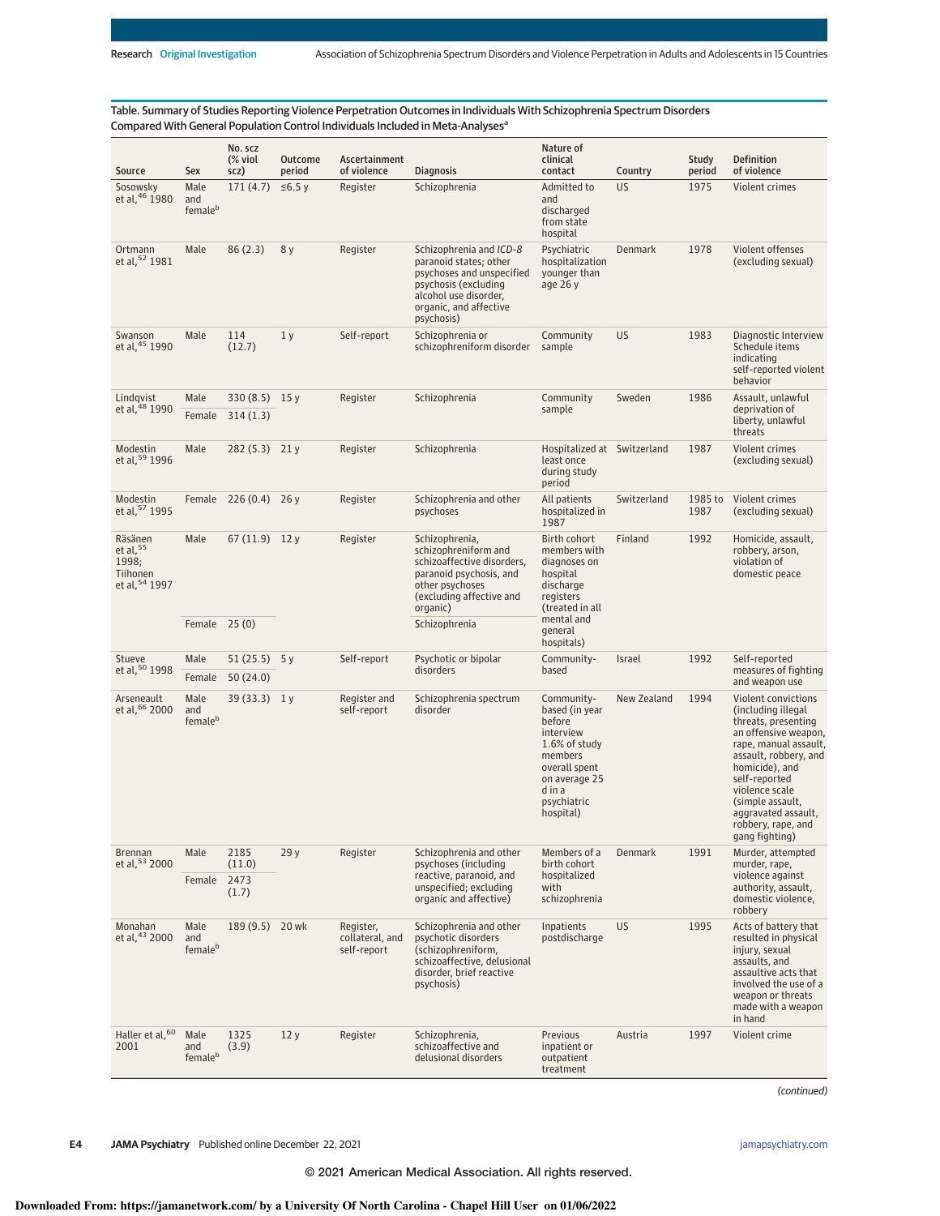Table. Summary of Studies Reporting Violence Perpetration Outcomes in Individuals With Schizophrenia Spectrum Disorders Compared With General Population Control Individuals Included in Meta-Analyses[a]

| Source | Sex | No. scz (% viol scz) | Outcome period | Ascertainment of violence | Diagnosis | Nature of clinical contact | Country | Study period | Definition of violence |
|---|---|---|---|---|---|---|---|---|---|
| Sosowsky et al,[46] 1980 | Male and female[b] | 171 (4.7) | ≤6.5 y | Register | Schizophrenia | Admitted to and discharged from state hospital | US | 1975 | Violent crimes |
| Ortmann et al,[52] 1981 | Male | 86 (2.3) | 8 y | Register | Schizophrenia and *ICD-8* paranoid states; other psychoses and unspecified psychosis (excluding alcohol use disorder, organic, and affective psychosis) | Psychiatric hospitalization younger than age 26 y | Denmark | 1978 | Violent offenses (excluding sexual) |
| Swanson et al,[45] 1990 | Male | 114 (12.7) | 1 y | Self-report | Schizophrenia or schizophreniform disorder | Community sample | US | 1983 | Diagnostic Interview Schedule items indicating self-reported violent behavior |
| Lindqvist et al,[48] 1990 | Male | 330 (8.5) | 15 y | Register | Schizophrenia | Community sample | Sweden | 1986 | Assault, unlawful deprivation of liberty, unlawful threats |
| | Female | 314 (1.3) | | | | | | | |
| Modestin et al,[59] 1996 | Male | 282 (5.3) | 21 y | Register | Schizophrenia | Hospitalized at least once during study period | Switzerland | 1987 | Violent crimes (excluding sexual) |
| Modestin et al,[57] 1995 | Female | 226 (0.4) | 26 y | Register | Schizophrenia and other psychoses | All patients hospitalized in 1987 | Switzerland | 1985 to 1987 | Violent crimes (excluding sexual) |
| Räsänen et al,[55] 1998; Tiihonen et al,[54] 1997 | Male | 67 (11.9) | 12 y | Register | Schizophrenia, schizophreniform and schizoaffective disorders, paranoid psychosis, and other psychoses (excluding affective and organic) | Birth cohort members with diagnoses on hospital discharge registers (treated in all mental and general hospitals) | Finland | 1992 | Homicide, assault, robbery, arson, violation of domestic peace |
| | Female | 25 (0) | | | Schizophrenia | | | | |
| Stueve et al,[50] 1998 | Male | 51 (25.5) | 5 y | Self-report | Psychotic or bipolar disorders | Community-based | Israel | 1992 | Self-reported measures of fighting and weapon use |
| | Female | 50 (24.0) | | | | | | | |
| Arseneault et al,[66] 2000 | Male and female[b] | 39 (33.3) | 1 y | Register and self-report | Schizophrenia spectrum disorder | Community-based (in year before interview 1.6% of study members overall spent on average 25 d in a psychiatric hospital) | New Zealand | 1994 | Violent convictions (including illegal threats, presenting an offensive weapon, rape, manual assault, assault, robbery, and homicide), and self-reported violence scale (simple assault, aggravated assault, robbery, rape, and gang fighting) |
| Brennan et al,[53] 2000 | Male | 2185 (11.0) | 29 y | Register | Schizophrenia and other psychoses (including reactive, paranoid, and unspecified; excluding organic and affective) | Members of a birth cohort hospitalized with schizophrenia | Denmark | 1991 | Murder, attempted murder, rape, violence against authority, assault, domestic violence, robbery |
| | Female | 2473 (1.7) | | | | | | | |
| Monahan et al,[43] 2000 | Male and female[b] | 189 (9.5) | 20 wk | Register, collateral, and self-report | Schizophrenia and other psychotic disorders (schizophreniform, schizoaffective, delusional disorder, brief reactive psychosis) | Inpatients postdischarge | US | 1995 | Acts of battery that resulted in physical injury, sexual assaults, and assaultive acts that involved the use of a weapon or threats made with a weapon in hand |
| Haller et al,[60] 2001 | Male and female[b] | 1325 (3.9) | 12 y | Register | Schizophrenia, schizoaffective and delusional disorders | Previous inpatient or outpatient treatment | Austria | 1997 | Violent crime |

(continued)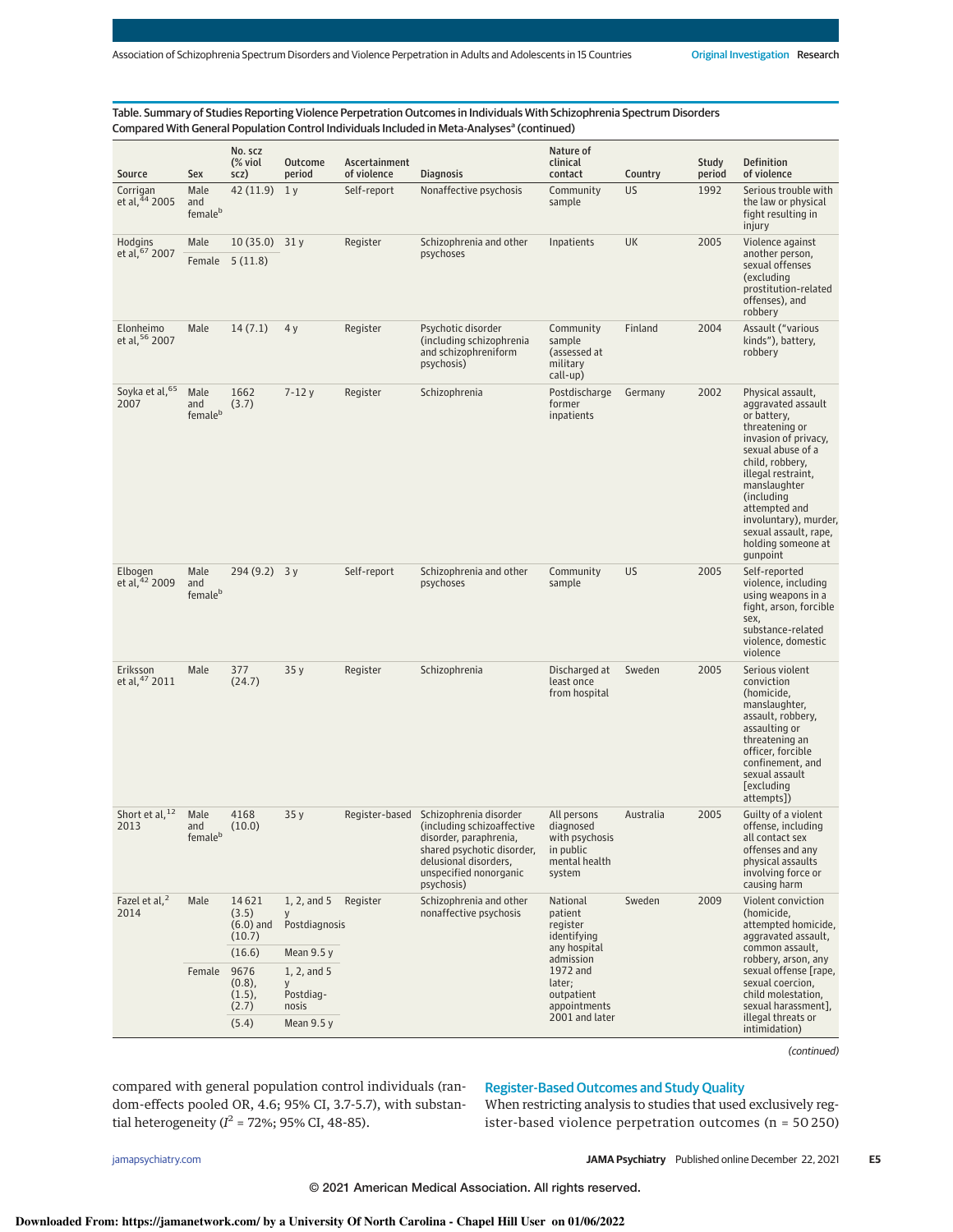Table. Summary of Studies Reporting Violence Perpetration Outcomes in Individuals With Schizophrenia Spectrum Disorders Compared With General Population Control Individuals Included in Meta-Analyses[a] (continued)

| Source | Sex | No. scz (% viol scz) | Outcome period | Ascertainment of violence | Diagnosis | Nature of clinical contact | Country | Study period | Definition of violence |
|---|---|---|---|---|---|---|---|---|---|
| Corrigan et al,[44] 2005 | Male and female[b] | 42 (11.9) | 1 y | Self-report | Nonaffective psychosis | Community sample | US | 1992 | Serious trouble with the law or physical fight resulting in injury |
| Hodgins et al,[67] 2007 | Male | 10 (35.0) | 31 y | Register | Schizophrenia and other psychoses | Inpatients | UK | 2005 | Violence against another person, sexual offenses (excluding prostitution-related offenses), and robbery |
| | Female | 5 (11.8) | | | | | | | |
| Elonheimo et al,[56] 2007 | Male | 14 (7.1) | 4 y | Register | Psychotic disorder (including schizophrenia and schizophreniform psychosis) | Community sample (assessed at military call-up) | Finland | 2004 | Assault ("various kinds"), battery, robbery |
| Soyka et al,[65] 2007 | Male and female[b] | 1662 (3.7) | 7-12 y | Register | Schizophrenia | Postdischarge former inpatients | Germany | 2002 | Physical assault, aggravated assault or battery, threatening or invasion of privacy, sexual abuse of a child, robbery, illegal restraint, manslaughter (including attempted and involuntary), murder, sexual assault, rape, holding someone at gunpoint |
| Elbogen et al,[42] 2009 | Male and female[b] | 294 (9.2) | 3 y | Self-report | Schizophrenia and other psychoses | Community sample | US | 2005 | Self-reported violence, including using weapons in a fight, arson, forcible sex, substance-related violence, domestic violence |
| Eriksson et al,[47] 2011 | Male | 377 (24.7) | 35 y | Register | Schizophrenia | Discharged at least once from hospital | Sweden | 2005 | Serious violent conviction (homicide, manslaughter, assault, robbery, assaulting or threatening an officer, forcible confinement, and sexual assault [excluding attempts]) |
| Short et al,[12] 2013 | Male and female[b] | 4168 (10.0) | 35 y | Register-based | Schizophrenia disorder (including schizoaffective disorder, paraphrenia, shared psychotic disorder, delusional disorders, unspecified nonorganic psychosis) | All persons diagnosed with psychosis in public mental health system | Australia | 2005 | Guilty of a violent offense, including all contact sex offenses and any physical assaults involving force or causing harm |
| Fazel et al,[2] 2014 | Male | 14 621 (3.5) (6.0) and (10.7) | 1, 2, and 5 y Postdiagnosis | Register | Schizophrenia and other nonaffective psychosis | National patient register identifying any hospital admission 1972 and later; outpatient appointments 2001 and later | Sweden | 2009 | Violent conviction (homicide, attempted homicide, aggravated assault, common assault, robbery, arson, any sexual offense [rape, sexual coercion, child molestation, sexual harassment], illegal threats or intimidation) |
| | | (16.6) | Mean 9.5 y | | | | | | |
| | Female | 9676 (0.8), (1.5), (2.7) | 1, 2, and 5 y Postdiagnosis | | | | | | |
| | | (5.4) | Mean 9.5 y | | | | | | |

(continued)

compared with general population control individuals (random-effects pooled OR, 4.6; 95% CI, 3.7-5.7), with substantial heterogeneity ($I^2$ = 72%; 95% CI, 48-85).

## Register-Based Outcomes and Study Quality

When restricting analysis to studies that used exclusively register-based violence perpetration outcomes (n = 50 250)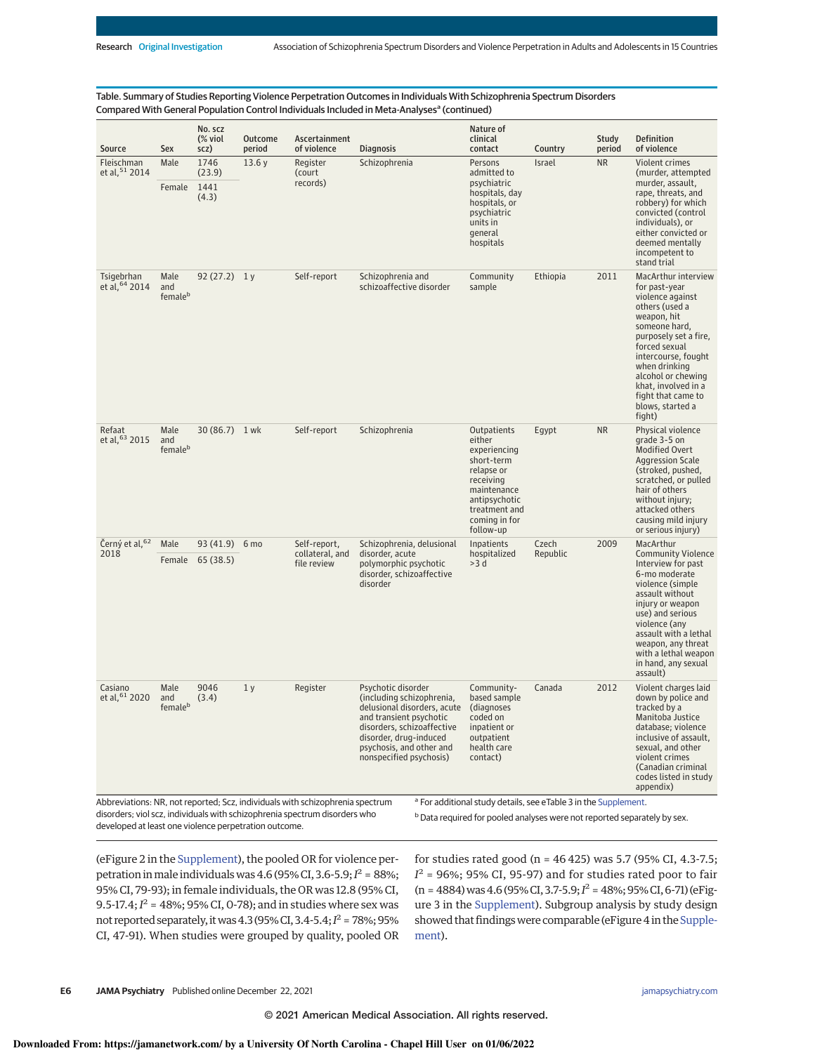Table. Summary of Studies Reporting Violence Perpetration Outcomes in Individuals With Schizophrenia Spectrum Disorders Compared With General Population Control Individuals Included in Meta-Analyses[a] (continued)

| Source | Sex | No. scz (% viol scz) | Outcome period | Ascertainment of violence | Diagnosis | Nature of clinical contact | Country | Study period | Definition of violence |
|---|---|---|---|---|---|---|---|---|---|
| Fleischman et al,[51] 2014 | Male | 1746 (23.9) | 13.6 y | Register (court records) | Schizophrenia | Persons admitted to psychiatric hospitals, day hospitals, or psychiatric units in general hospitals | Israel | NR | Violent crimes (murder, attempted murder, assault, rape, threats, and robbery) for which convicted (control individuals), or either convicted or deemed mentally incompetent to stand trial |
| | Female | 1441 (4.3) | | | | | | | |
| Tsigebrhan et al,[64] 2014 | Male and female[b] | 92 (27.2) | 1 y | Self-report | Schizophrenia and schizoaffective disorder | Community sample | Ethiopia | 2011 | MacArthur interview for past-year violence against others (used a weapon, hit someone hard, purposely set a fire, forced sexual intercourse, fought when drinking alcohol or chewing khat, involved in a fight that came to blows, started a fight) |
| Refaat et al,[63] 2015 | Male and female[b] | 30 (86.7) | 1 wk | Self-report | Schizophrenia | Outpatients either experiencing short-term relapse or receiving maintenance antipsychotic treatment and coming in for follow-up | Egypt | NR | Physical violence grade 3-5 on Modified Overt Aggression Scale (stroked, pushed, scratched, or pulled hair of others without injury; attacked others causing mild injury or serious injury) |
| Černý et al,[62] 2018 | Male | 93 (41.9) | 6 mo | Self-report, collateral, and file review | Schizophrenia, delusional disorder, acute polymorphic psychotic disorder, schizoaffective disorder | Inpatients hospitalized >3 d | Czech Republic | 2009 | MacArthur Community Violence Interview for past 6-mo moderate violence (simple assault without injury or weapon use) and serious violence (any assault with a lethal weapon, any threat with a lethal weapon in hand, any sexual assault) |
| | Female | 65 (38.5) | | | | | | | |
| Casiano et al,[61] 2020 | Male and female[b] | 9046 (3.4) | 1 y | Register | Psychotic disorder (including schizophrenia, delusional disorders, acute and transient psychotic disorders, schizoaffective disorder, drug-induced psychosis, and other and nonspecified psychosis) | Community-based sample (diagnoses coded on inpatient or outpatient health care contact) | Canada | 2012 | Violent charges laid down by police and tracked by a Manitoba Justice database; violence inclusive of assault, sexual, and other violent crimes (Canadian criminal codes listed in study appendix) |

Abbreviations: NR, not reported; Scz, individuals with schizophrenia spectrum disorders; viol scz, individuals with schizophrenia spectrum disorders who developed at least one violence perpetration outcome.

[a] For additional study details, see eTable 3 in the Supplement.

[b] Data required for pooled analyses were not reported separately by sex.

(eFigure 2 in the Supplement), the pooled OR for violence perpetration in male individuals was 4.6 (95% CI, 3.6-5.9; $I^2$ = 88%; 95% CI, 79-93); in female individuals, the OR was 12.8 (95% CI, 9.5-17.4; $I^2$ = 48%; 95% CI, 0-78); and in studies where sex was not reported separately, it was 4.3 (95% CI, 3.4-5.4; $I^2$ = 78%; 95% CI, 47-91). When studies were grouped by quality, pooled OR for studies rated good (n = 46 425) was 5.7 (95% CI, 4.3-7.5; $I^2$ = 96%; 95% CI, 95-97) and for studies rated poor to fair (n = 4884) was 4.6 (95% CI, 3.7-5.9; $I^2$ = 48%; 95% CI, 6-71) (eFigure 3 in the Supplement). Subgroup analysis by study design showed that findings were comparable (eFigure 4 in the Supplement).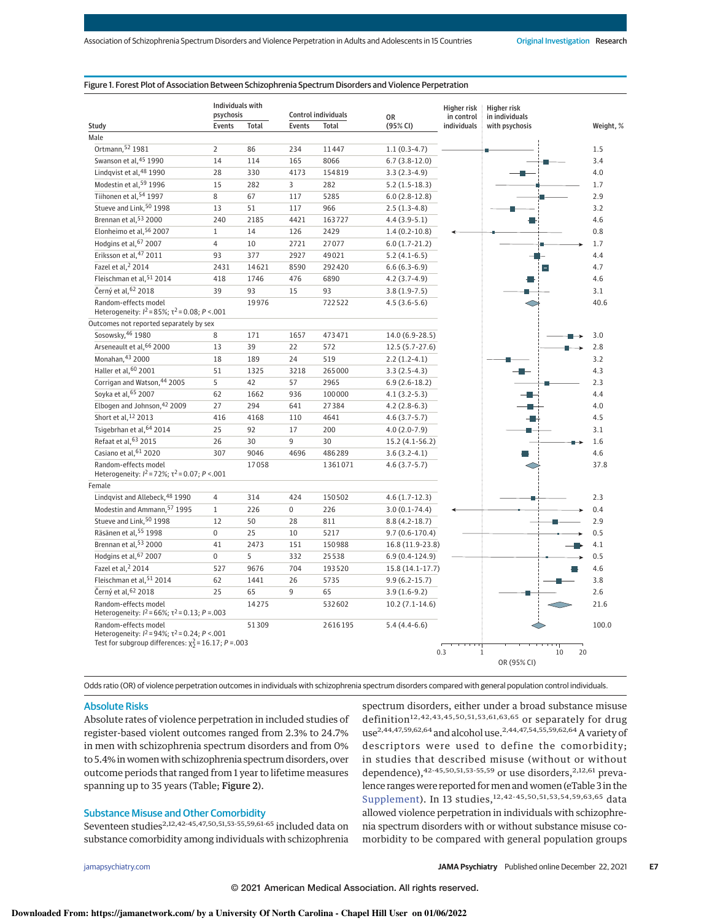**Figure 1. Forest Plot of Association Between Schizophrenia Spectrum Disorders and Violence Perpetration**

| Study | Individuals with psychosis Events | Individuals with psychosis Total | Control individuals Events | Control individuals Total | OR (95% CI) | Weight, % |
|---|---|---|---|---|---|---|
| **Male** | | | | | | |
| Ortmann,[52] 1981 | 2 | 86 | 234 | 11447 | 1.1 (0.3-4.7) | 1.5 |
| Swanson et al,[45] 1990 | 14 | 114 | 165 | 8066 | 6.7 (3.8-12.0) | 3.4 |
| Lindqvist et al,[48] 1990 | 28 | 330 | 4173 | 154819 | 3.3 (2.3-4.9) | 4.0 |
| Modestin et al,[59] 1996 | 15 | 282 | 3 | 282 | 5.2 (1.5-18.3) | 1.7 |
| Tiihonen et al,[54] 1997 | 8 | 67 | 117 | 5285 | 6.0 (2.8-12.8) | 2.9 |
| Stueve and Link,[50] 1998 | 13 | 51 | 117 | 966 | 2.5 (1.3-4.8) | 3.2 |
| Brennan et al,[53] 2000 | 240 | 2185 | 4421 | 163727 | 4.4 (3.9-5.1) | 4.6 |
| Elonheimo et al,[56] 2007 | 1 | 14 | 126 | 2429 | 1.4 (0.2-10.8) | 0.8 |
| Hodgins et al,[67] 2007 | 4 | 10 | 2721 | 27077 | 6.0 (1.7-21.2) | 1.7 |
| Eriksson et al,[47] 2011 | 93 | 377 | 2927 | 49021 | 5.2 (4.1-6.5) | 4.4 |
| Fazel et al,[2] 2014 | 2431 | 14621 | 8590 | 292420 | 6.6 (6.3-6.9) | 4.7 |
| Fleischman et al,[51] 2014 | 418 | 1746 | 476 | 6890 | 4.2 (3.7-4.9) | 4.6 |
| Černý et al,[62] 2018 | 39 | 93 | 15 | 93 | 3.8 (1.9-7.5) | 3.1 |
| Random-effects model<br>Heterogeneity: $I^2 = 85\%$; $\tau^2 = 0.08$; $P < .001$ | | 19976 | | 722522 | 4.5 (3.6-5.6) | 40.6 |
| **Outcomes not reported separately by sex** | | | | | | |
| Sosowsky,[46] 1980 | 8 | 171 | 1657 | 473471 | 14.0 (6.9-28.5) | 3.0 |
| Arseneault et al,[66] 2000 | 13 | 39 | 22 | 572 | 12.5 (5.7-27.6) | 2.8 |
| Monahan,[43] 2000 | 18 | 189 | 24 | 519 | 2.2 (1.2-4.1) | 3.2 |
| Haller et al,[60] 2001 | 51 | 1325 | 3218 | 265000 | 3.3 (2.5-4.3) | 4.3 |
| Corrigan and Watson,[44] 2005 | 5 | 42 | 57 | 2965 | 6.9 (2.6-18.2) | 2.3 |
| Soyka et al,[65] 2007 | 62 | 1662 | 936 | 100000 | 4.1 (3.2-5.3) | 4.4 |
| Elbogen and Johnson,[42] 2009 | 27 | 294 | 641 | 27384 | 4.2 (2.8-6.3) | 4.0 |
| Short et al,[12] 2013 | 416 | 4168 | 110 | 4641 | 4.6 (3.7-5.7) | 4.5 |
| Tsigebrhan et al,[64] 2014 | 25 | 92 | 17 | 200 | 4.0 (2.0-7.9) | 3.1 |
| Refaat et al,[63] 2015 | 26 | 30 | 9 | 30 | 15.2 (4.1-56.2) | 1.6 |
| Casiano et al,[61] 2020 | 307 | 9046 | 4696 | 486289 | 3.6 (3.2-4.1) | 4.6 |
| Random-effects model<br>Heterogeneity: $I^2 = 72\%$; $\tau^2 = 0.07$; $P < .001$ | | 17058 | | 1361071 | 4.6 (3.7-5.7) | 37.8 |
| **Female** | | | | | | |
| Lindqvist and Allebeck,[48] 1990 | 4 | 314 | 424 | 150502 | 4.6 (1.7-12.3) | 2.3 |
| Modestin and Ammann,[57] 1995 | 1 | 226 | 0 | 226 | 3.0 (0.1-74.4) | 0.4 |
| Stueve and Link,[50] 1998 | 12 | 50 | 28 | 811 | 8.8 (4.2-18.7) | 2.9 |
| Räsänen et al,[55] 1998 | 0 | 25 | 10 | 5217 | 9.7 (0.6-170.4) | 0.5 |
| Brennan et al,[53] 2000 | 41 | 2473 | 151 | 150988 | 16.8 (11.9-23.8) | 4.1 |
| Hodgins et al,[67] 2007 | 0 | 5 | 332 | 25538 | 6.9 (0.4-124.9) | 0.5 |
| Fazel et al,[2] 2014 | 527 | 9676 | 704 | 193520 | 15.8 (14.1-17.7) | 4.6 |
| Fleischman et al,[51] 2014 | 62 | 1441 | 26 | 5735 | 9.9 (6.2-15.7) | 3.8 |
| Černý et al,[62] 2018 | 25 | 65 | 9 | 65 | 3.9 (1.6-9.2) | 2.6 |
| Random-effects model<br>Heterogeneity: $I^2 = 66\%$; $\tau^2 = 0.13$; $P = .003$ | | 14275 | | 532602 | 10.2 (7.1-14.6) | 21.6 |
| Random-effects model<br>Heterogeneity: $I^2 = 94\%$; $\tau^2 = 0.24$; $P < .001$<br>Test for subgroup differences: $\chi^2_2 = 16.17$; $P = .003$ | | 51309 | | 2616195 | 5.4 (4.4-6.6) | 100.0 |

Odds ratio (OR) of violence perpetration outcomes in individuals with schizophrenia spectrum disorders compared with general population control individuals.

## Absolute Risks

Absolute rates of violence perpetration in included studies of register-based violent outcomes ranged from 2.3% to 24.7% in men with schizophrenia spectrum disorders and from 0% to 5.4% in women with schizophrenia spectrum disorders, over outcome periods that ranged from 1 year to lifetime measures spanning up to 35 years (Table; Figure 2).

## Substance Misuse and Other Comorbidity

Seventeen studies[2,12,42-45,47,50,51,53-55,59,61-65] included data on substance comorbidity among individuals with schizophrenia spectrum disorders, either under a broad substance misuse definition[12,42,43,45,50,51,53,61,63,65] or separately for drug use[2,44,47,59,62,64] and alcohol use.[2,44,47,54,55,59,62,64] A variety of descriptors were used to define the comorbidity; in studies that described misuse (without or without dependence),[42-45,50,51,53-55,59] or use disorders,[2,12,61] prevalence ranges were reported for men and women (eTable 3 in the Supplement). In 13 studies,[12,42-45,50,51,53,54,59,63,65] data allowed violence perpetration in individuals with schizophrenia spectrum disorders with or without substance misuse comorbidity to be compared with general population groups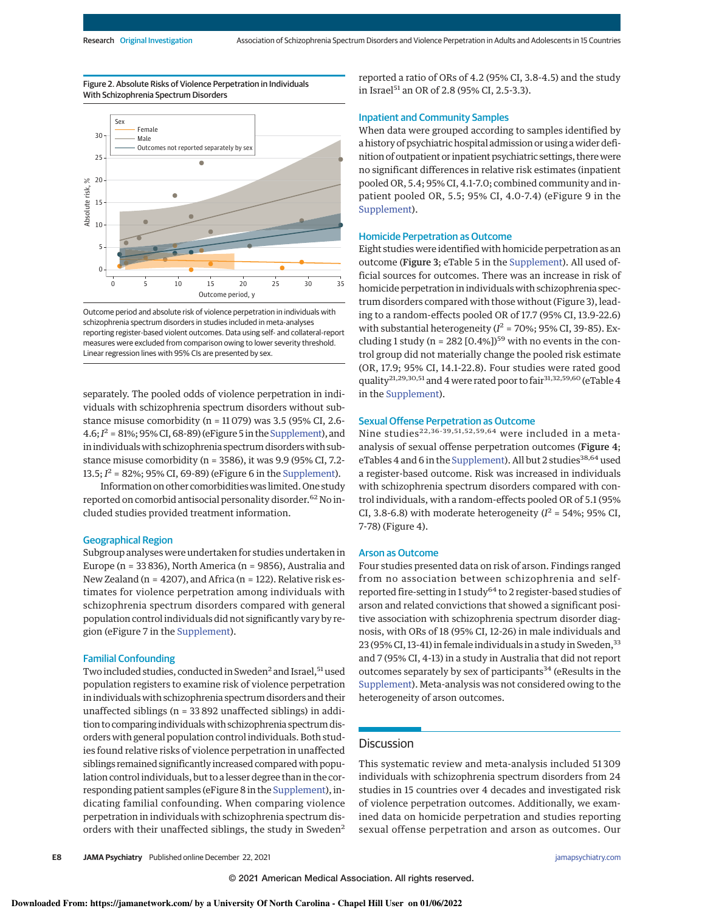Figure 2. Absolute Risks of Violence Perpetration in Individuals With Schizophrenia Spectrum Disorders

Outcome period and absolute risk of violence perpetration in individuals with schizophrenia spectrum disorders in studies included in meta-analyses reporting register-based violent outcomes. Data using self- and collateral-report measures were excluded from comparison owing to lower severity threshold. Linear regression lines with 95% CIs are presented by sex.

separately. The pooled odds of violence perpetration in individuals with schizophrenia spectrum disorders without substance misuse comorbidity (n = 11 079) was 3.5 (95% CI, 2.6-4.6; $I^2$ = 81%; 95% CI, 68-89) (eFigure 5 in the Supplement), and in individuals with schizophrenia spectrum disorders with substance misuse comorbidity (n = 3586), it was 9.9 (95% CI, 7.2-13.5; $I^2$ = 82%; 95% CI, 69-89) (eFigure 6 in the Supplement).

Information on other comorbidities was limited. One study reported on comorbid antisocial personality disorder.[62] No included studies provided treatment information.

## Geographical Region

Subgroup analyses were undertaken for studies undertaken in Europe (n = 33 836), North America (n = 9856), Australia and New Zealand (n = 4207), and Africa (n = 122). Relative risk estimates for violence perpetration among individuals with schizophrenia spectrum disorders compared with general population control individuals did not significantly vary by region (eFigure 7 in the Supplement).

## Familial Confounding

Two included studies, conducted in Sweden[2] and Israel,[51] used population registers to examine risk of violence perpetration in individuals with schizophrenia spectrum disorders and their unaffected siblings (n = 33 892 unaffected siblings) in addition to comparing individuals with schizophrenia spectrum disorders with general population control individuals. Both studies found relative risks of violence perpetration in unaffected siblings remained significantly increased compared with population control individuals, but to a lesser degree than in the corresponding patient samples (eFigure 8 in the Supplement), indicating familial confounding. When comparing violence perpetration in individuals with schizophrenia spectrum disorders with their unaffected siblings, the study in Sweden[2] reported a ratio of ORs of 4.2 (95% CI, 3.8-4.5) and the study in Israel[51] an OR of 2.8 (95% CI, 2.5-3.3).

## Inpatient and Community Samples

When data were grouped according to samples identified by a history of psychiatric hospital admission or using a wider definition of outpatient or inpatient psychiatric settings, there were no significant differences in relative risk estimates (inpatient pooled OR, 5.4; 95% CI, 4.1-7.0; combined community and inpatient pooled OR, 5.5; 95% CI, 4.0-7.4) (eFigure 9 in the Supplement).

## Homicide Perpetration as Outcome

Eight studies were identified with homicide perpetration as an outcome (**Figure 3**; eTable 5 in the Supplement). All used official sources for outcomes. There was an increase in risk of homicide perpetration in individuals with schizophrenia spectrum disorders compared with those without (Figure 3), leading to a random-effects pooled OR of 17.7 (95% CI, 13.9-22.6) with substantial heterogeneity ($I^2$ = 70%; 95% CI, 39-85). Excluding 1 study (n = 282 [0.4%])[59] with no events in the control group did not materially change the pooled risk estimate (OR, 17.9; 95% CI, 14.1-22.8). Four studies were rated good quality[21,29,30,51] and 4 were rated poor to fair[31,32,59,60] (eTable 4 in the Supplement).

## Sexual Offense Perpetration as Outcome

Nine studies[22,36-39,51,52,59,64] were included in a meta-analysis of sexual offense perpetration outcomes (**Figure 4**; eTables 4 and 6 in the Supplement). All but 2 studies[38,64] used a register-based outcome. Risk was increased in individuals with schizophrenia spectrum disorders compared with control individuals, with a random-effects pooled OR of 5.1 (95% CI, 3.8-6.8) with moderate heterogeneity ($I^2$ = 54%; 95% CI, 7-78) (Figure 4).

## Arson as Outcome

Four studies presented data on risk of arson. Findings ranged from no association between schizophrenia and self-reported fire-setting in 1 study[64] to 2 register-based studies of arson and related convictions that showed a significant positive association with schizophrenia spectrum disorder diagnosis, with ORs of 18 (95% CI, 12-26) in male individuals and 23 (95% CI, 13-41) in female individuals in a study in Sweden,[33] and 7 (95% CI, 4-13) in a study in Australia that did not report outcomes separately by sex of participants[34] (eResults in the Supplement). Meta-analysis was not considered owing to the heterogeneity of arson outcomes.

## Discussion

This systematic review and meta-analysis included 51 309 individuals with schizophrenia spectrum disorders from 24 studies in 15 countries over 4 decades and investigated risk of violence perpetration outcomes. Additionally, we examined data on homicide perpetration and studies reporting sexual offense perpetration and arson as outcomes. Our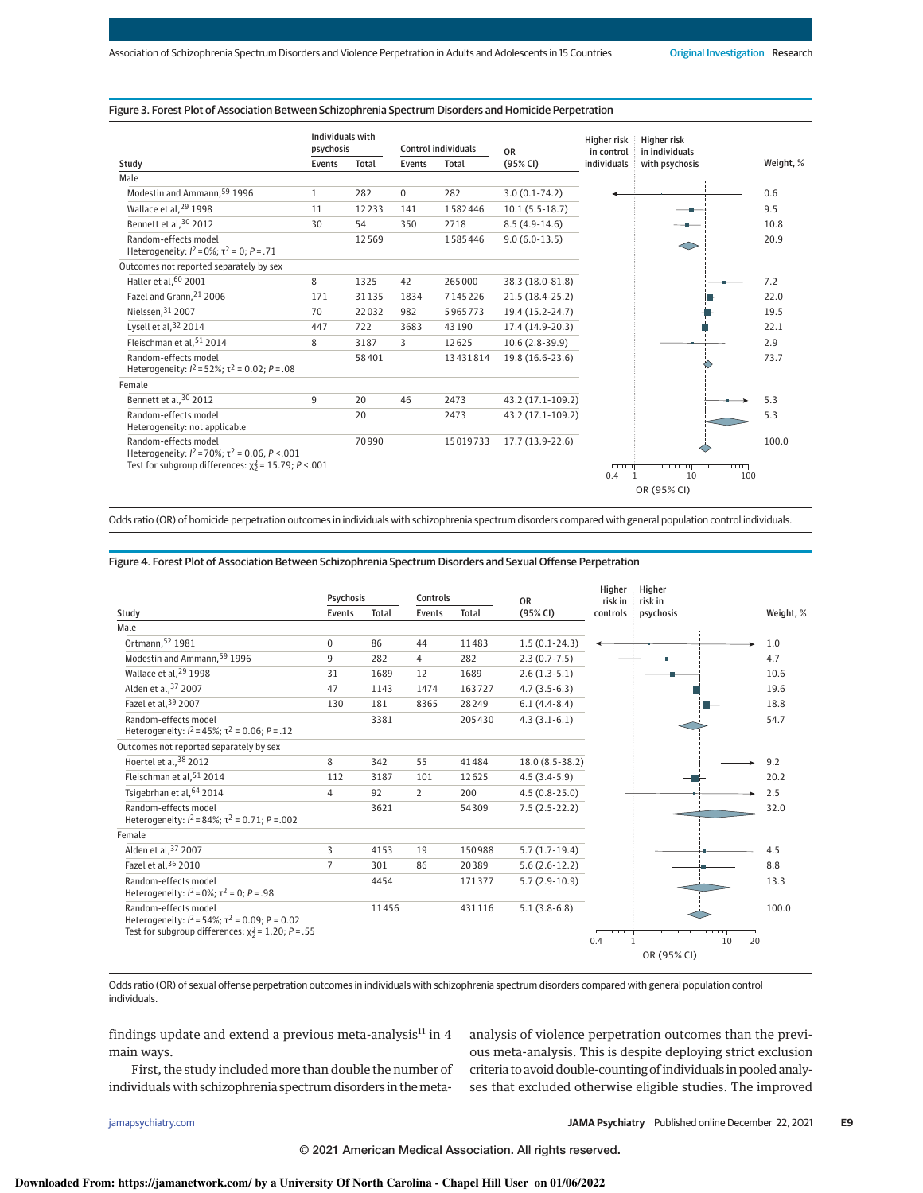**Figure 3. Forest Plot of Association Between Schizophrenia Spectrum Disorders and Homicide Perpetration**

| Study | Individuals with psychosis Events | Individuals with psychosis Total | Control individuals Events | Control individuals Total | OR (95% CI) | Weight, % |
|---|---|---|---|---|---|---|
| **Male** | | | | | | |
| Modestin and Ammann,[59] 1996 | 1 | 282 | 0 | 282 | 3.0 (0.1-74.2) | 0.6 |
| Wallace et al,[29] 1998 | 11 | 12233 | 141 | 1582446 | 10.1 (5.5-18.7) | 9.5 |
| Bennett et al,[30] 2012 | 30 | 54 | 350 | 2718 | 8.5 (4.9-14.6) | 10.8 |
| Random-effects model; Heterogeneity: $I^2$ = 0%; $\tau^2$ = 0; $P$ = .71 | | 12569 | | 1585446 | 9.0 (6.0-13.5) | 20.9 |
| **Outcomes not reported separately by sex** | | | | | | |
| Haller et al,[60] 2001 | 8 | 1325 | 42 | 265000 | 38.3 (18.0-81.8) | 7.2 |
| Fazel and Grann,[21] 2006 | 171 | 31135 | 1834 | 7145226 | 21.5 (18.4-25.2) | 22.0 |
| Nielssen,[31] 2007 | 70 | 22032 | 982 | 5965773 | 19.4 (15.2-24.7) | 19.5 |
| Lysell et al,[32] 2014 | 447 | 722 | 3683 | 43190 | 17.4 (14.9-20.3) | 22.1 |
| Fleischman et al,[51] 2014 | 8 | 3187 | 3 | 12625 | 10.6 (2.8-39.9) | 2.9 |
| Random-effects model; Heterogeneity: $I^2$ = 52%; $\tau^2$ = 0.02; $P$ = .08 | | 58401 | | 13431814 | 19.8 (16.6-23.6) | 73.7 |
| **Female** | | | | | | |
| Bennett et al,[30] 2012 | 9 | 20 | 46 | 2473 | 43.2 (17.1-109.2) | 5.3 |
| Random-effects model; Heterogeneity: not applicable | | 20 | | 2473 | 43.2 (17.1-109.2) | 5.3 |
| Random-effects model; Heterogeneity: $I^2$ = 70%; $\tau^2$ = 0.06, $P$ < .001; Test for subgroup differences: $\chi^2_2$ = 15.79; $P$ < .001 | | 70990 | | 15019733 | 17.7 (13.9-22.6) | 100.0 |

Odds ratio (OR) of homicide perpetration outcomes in individuals with schizophrenia spectrum disorders compared with general population control individuals.

**Figure 4. Forest Plot of Association Between Schizophrenia Spectrum Disorders and Sexual Offense Perpetration**

| Study | Psychosis Events | Psychosis Total | Controls Events | Controls Total | OR (95% CI) | Weight, % |
|---|---|---|---|---|---|---|
| **Male** | | | | | | |
| Ortmann,[52] 1981 | 0 | 86 | 44 | 11483 | 1.5 (0.1-24.3) | 1.0 |
| Modestin and Ammann,[59] 1996 | 9 | 282 | 4 | 282 | 2.3 (0.7-7.5) | 4.7 |
| Wallace et al,[29] 1998 | 31 | 1689 | 12 | 1689 | 2.6 (1.3-5.1) | 10.6 |
| Alden et al,[37] 2007 | 47 | 1143 | 1474 | 163727 | 4.7 (3.5-6.3) | 19.6 |
| Fazel et al,[39] 2007 | 130 | 181 | 8365 | 28249 | 6.1 (4.4-8.4) | 18.8 |
| Random-effects model; Heterogeneity: $I^2$ = 45%; $\tau^2$ = 0.06; $P$ = .12 | | 3381 | | 205430 | 4.3 (3.1-6.1) | 54.7 |
| **Outcomes not reported separately by sex** | | | | | | |
| Hoertel et al,[38] 2012 | 8 | 342 | 55 | 41484 | 18.0 (8.5-38.2) | 9.2 |
| Fleischman et al,[51] 2014 | 112 | 3187 | 101 | 12625 | 4.5 (3.4-5.9) | 20.2 |
| Tsigebrhan et al,[64] 2014 | 4 | 92 | 2 | 200 | 4.5 (0.8-25.0) | 2.5 |
| Random-effects model; Heterogeneity: $I^2$ = 84%; $\tau^2$ = 0.71; $P$ = .002 | | 3621 | | 54309 | 7.5 (2.5-22.2) | 32.0 |
| **Female** | | | | | | |
| Alden et al,[37] 2007 | 3 | 4153 | 19 | 150988 | 5.7 (1.7-19.4) | 4.5 |
| Fazel et al,[36] 2010 | 7 | 301 | 86 | 20389 | 5.6 (2.6-12.2) | 8.8 |
| Random-effects model; Heterogeneity: $I^2$ = 0%; $\tau^2$ = 0; $P$ = .98 | | 4454 | | 171377 | 5.7 (2.9-10.9) | 13.3 |
| Random-effects model; Heterogeneity: $I^2$ = 54%; $\tau^2$ = 0.09; P = 0.02; Test for subgroup differences: $\chi^2_2$ = 1.20; $P$ = .55 | | 11456 | | 431116 | 5.1 (3.8-6.8) | 100.0 |

Odds ratio (OR) of sexual offense perpetration outcomes in individuals with schizophrenia spectrum disorders compared with general population control individuals.

findings update and extend a previous meta-analysis[11] in 4 main ways.

First, the study included more than double the number of individuals with schizophrenia spectrum disorders in the meta-analysis of violence perpetration outcomes than the previous meta-analysis. This is despite deploying strict exclusion criteria to avoid double-counting of individuals in pooled analyses that excluded otherwise eligible studies. The improved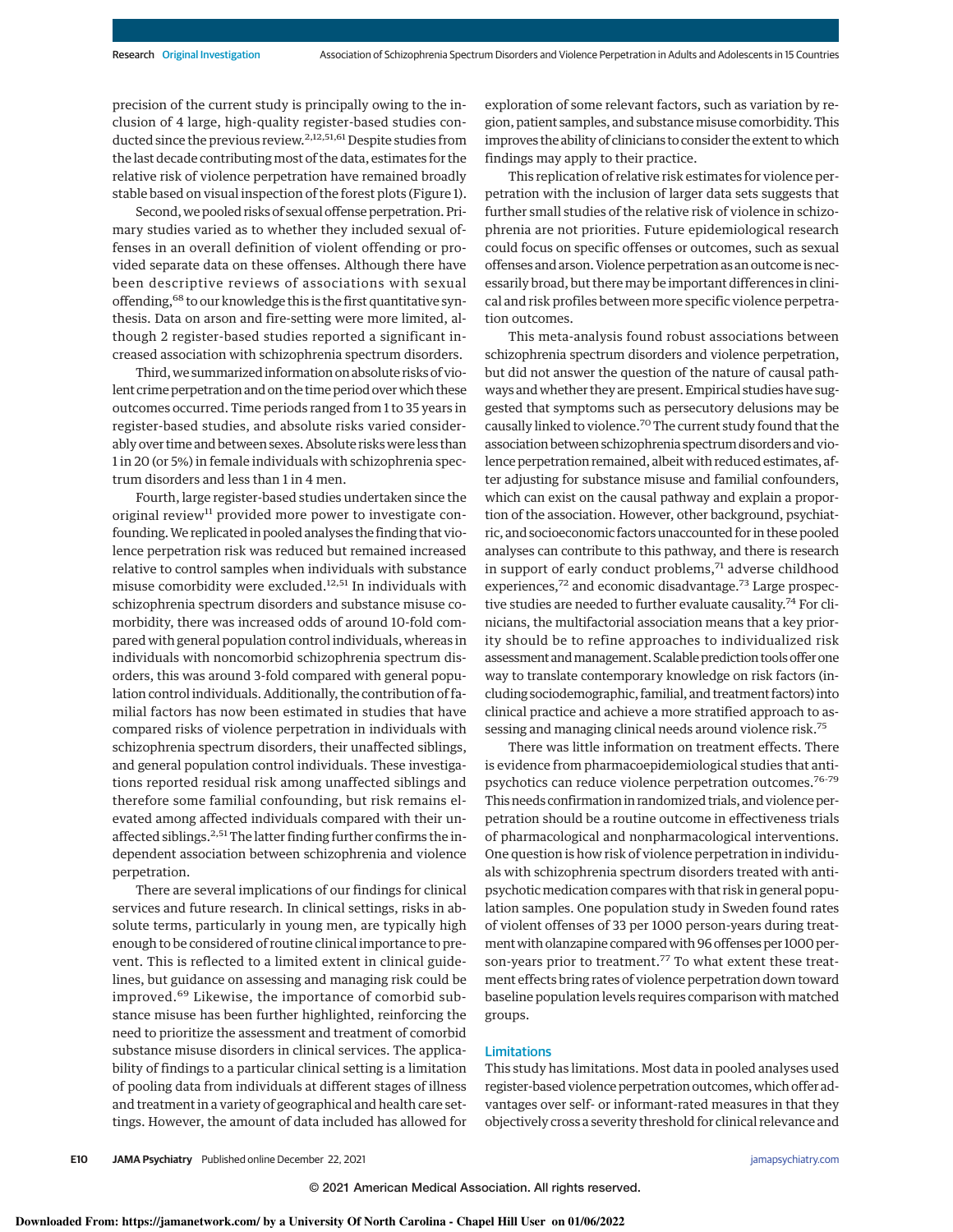precision of the current study is principally owing to the inclusion of 4 large, high-quality register-based studies conducted since the previous review.[2,12,51,61] Despite studies from the last decade contributing most of the data, estimates for the relative risk of violence perpetration have remained broadly stable based on visual inspection of the forest plots (Figure 1).

Second, we pooled risks of sexual offense perpetration. Primary studies varied as to whether they included sexual offenses in an overall definition of violent offending or provided separate data on these offenses. Although there have been descriptive reviews of associations with sexual offending,[68] to our knowledge this is the first quantitative synthesis. Data on arson and fire-setting were more limited, although 2 register-based studies reported a significant increased association with schizophrenia spectrum disorders.

Third, we summarized information on absolute risks of violent crime perpetration and on the time period over which these outcomes occurred. Time periods ranged from 1 to 35 years in register-based studies, and absolute risks varied considerably over time and between sexes. Absolute risks were less than 1 in 20 (or 5%) in female individuals with schizophrenia spectrum disorders and less than 1 in 4 men.

Fourth, large register-based studies undertaken since the original review[11] provided more power to investigate confounding. We replicated in pooled analyses the finding that violence perpetration risk was reduced but remained increased relative to control samples when individuals with substance misuse comorbidity were excluded.[12,51] In individuals with schizophrenia spectrum disorders and substance misuse comorbidity, there was increased odds of around 10-fold compared with general population control individuals, whereas in individuals with noncomorbid schizophrenia spectrum disorders, this was around 3-fold compared with general population control individuals. Additionally, the contribution of familial factors has now been estimated in studies that have compared risks of violence perpetration in individuals with schizophrenia spectrum disorders, their unaffected siblings, and general population control individuals. These investigations reported residual risk among unaffected siblings and therefore some familial confounding, but risk remains elevated among affected individuals compared with their unaffected siblings.[2,51] The latter finding further confirms the independent association between schizophrenia and violence perpetration.

There are several implications of our findings for clinical services and future research. In clinical settings, risks in absolute terms, particularly in young men, are typically high enough to be considered of routine clinical importance to prevent. This is reflected to a limited extent in clinical guidelines, but guidance on assessing and managing risk could be improved.[69] Likewise, the importance of comorbid substance misuse has been further highlighted, reinforcing the need to prioritize the assessment and treatment of comorbid substance misuse disorders in clinical services. The applicability of findings to a particular clinical setting is a limitation of pooling data from individuals at different stages of illness and treatment in a variety of geographical and health care settings. However, the amount of data included has allowed for exploration of some relevant factors, such as variation by region, patient samples, and substance misuse comorbidity. This improves the ability of clinicians to consider the extent to which findings may apply to their practice.

This replication of relative risk estimates for violence perpetration with the inclusion of larger data sets suggests that further small studies of the relative risk of violence in schizophrenia are not priorities. Future epidemiological research could focus on specific offenses or outcomes, such as sexual offenses and arson. Violence perpetration as an outcome is necessarily broad, but there may be important differences in clinical and risk profiles between more specific violence perpetration outcomes.

This meta-analysis found robust associations between schizophrenia spectrum disorders and violence perpetration, but did not answer the question of the nature of causal pathways and whether they are present. Empirical studies have suggested that symptoms such as persecutory delusions may be causally linked to violence.[70] The current study found that the association between schizophrenia spectrum disorders and violence perpetration remained, albeit with reduced estimates, after adjusting for substance misuse and familial confounders, which can exist on the causal pathway and explain a proportion of the association. However, other background, psychiatric, and socioeconomic factors unaccounted for in these pooled analyses can contribute to this pathway, and there is research in support of early conduct problems,[71] adverse childhood experiences,[72] and economic disadvantage.[73] Large prospective studies are needed to further evaluate causality.[74] For clinicians, the multifactorial association means that a key priority should be to refine approaches to individualized risk assessment and management. Scalable prediction tools offer one way to translate contemporary knowledge on risk factors (including sociodemographic, familial, and treatment factors) into clinical practice and achieve a more stratified approach to assessing and managing clinical needs around violence risk.[75]

There was little information on treatment effects. There is evidence from pharmacoepidemiological studies that antipsychotics can reduce violence perpetration outcomes.[76-79] This needs confirmation in randomized trials, and violence perpetration should be a routine outcome in effectiveness trials of pharmacological and nonpharmacological interventions. One question is how risk of violence perpetration in individuals with schizophrenia spectrum disorders treated with antipsychotic medication compares with that risk in general population samples. One population study in Sweden found rates of violent offenses of 33 per 1000 person-years during treatment with olanzapine compared with 96 offenses per 1000 person-years prior to treatment.[77] To what extent these treatment effects bring rates of violence perpetration down toward baseline population levels requires comparison with matched groups.

## Limitations

This study has limitations. Most data in pooled analyses used register-based violence perpetration outcomes, which offer advantages over self- or informant-rated measures in that they objectively cross a severity threshold for clinical relevance and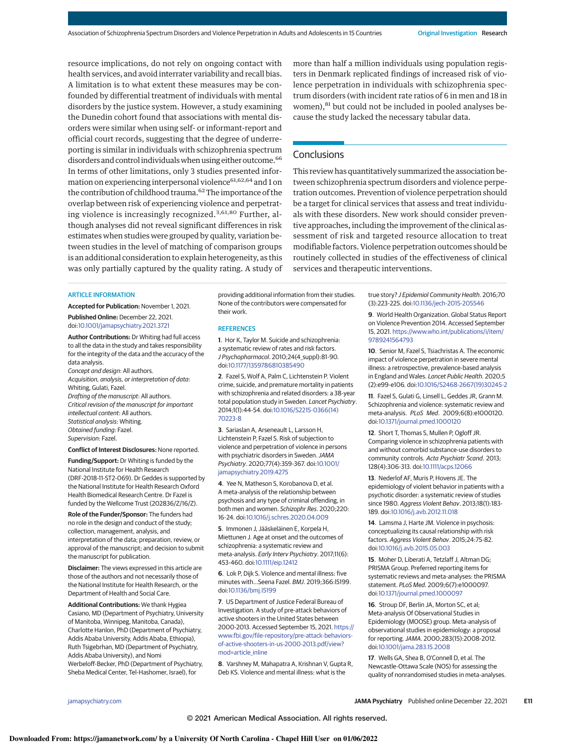resource implications, do not rely on ongoing contact with health services, and avoid interrater variability and recall bias. A limitation is to what extent these measures may be confounded by differential treatment of individuals with mental disorders by the justice system. However, a study examining the Dunedin cohort found that associations with mental disorders were similar when using self- or informant-report and official court records, suggesting that the degree of underreporting is similar in individuals with schizophrenia spectrum disorders and control individuals when using either outcome.[66] In terms of other limitations, only 3 studies presented information on experiencing interpersonal violence[61,62,64] and 1 on the contribution of childhood trauma.[62] The importance of the overlap between risk of experiencing violence and perpetrating violence is increasingly recognized.[3,61,80] Further, although analyses did not reveal significant differences in risk estimates when studies were grouped by quality, variation between studies in the level of matching of comparison groups is an additional consideration to explain heterogeneity, as this was only partially captured by the quality rating. A study of more than half a million individuals using population registers in Denmark replicated findings of increased risk of violence perpetration in individuals with schizophrenia spectrum disorders (with incident rate ratios of 6 in men and 18 in women),[81] but could not be included in pooled analyses because the study lacked the necessary tabular data.

## Conclusions

This review has quantitatively summarized the association between schizophrenia spectrum disorders and violence perpetration outcomes. Prevention of violence perpetration should be a target for clinical services that assess and treat individuals with these disorders. New work should consider preventive approaches, including the improvement of the clinical assessment of risk and targeted resource allocation to treat modifiable factors. Violence perpetration outcomes should be routinely collected in studies of the effectiveness of clinical services and therapeutic interventions.

### ARTICLE INFORMATION

**Accepted for Publication:** November 1, 2021.

**Published Online:** December 22, 2021. doi:10.1001/jamapsychiatry.2021.3721

**Author Contributions:** Dr Whiting had full access to all the data in the study and takes responsibility for the integrity of the data and the accuracy of the data analysis.
*Concept and design*: All authors.
*Acquisition, analysis, or interpretation of data*: Whiting, Gulati, Fazel.
*Drafting of the manuscript*: All authors.
*Critical revision of the manuscript for important intellectual content*: All authors.
*Statistical analysis*: Whiting.
*Obtained funding*: Fazel.
*Supervision*: Fazel.

**Conflict of Interest Disclosures:** None reported.

**Funding/Support:** Dr Whiting is funded by the National Institute for Health Research (DRF-2018-11-ST2-069). Dr Geddes is supported by the National Institute for Health Research Oxford Health Biomedical Research Centre. Dr Fazel is funded by the Wellcome Trust (202836/Z/16/Z).

**Role of the Funder/Sponsor:** The funders had no role in the design and conduct of the study; collection, management, analysis, and interpretation of the data; preparation, review, or approval of the manuscript; and decision to submit the manuscript for publication.

**Disclaimer:** The views expressed in this article are those of the authors and not necessarily those of the National Institute for Health Research, or the Department of Health and Social Care.

**Additional Contributions:** We thank Hygiea Casiano, MD (Department of Psychiatry, University of Manitoba, Winnipeg, Manitoba, Canada), Charlotte Hanlon, PhD (Department of Psychiatry, Addis Ababa University, Addis Ababa, Ethiopia), Ruth Tsigebrhan, MD (Department of Psychiatry, Addis Ababa University), and Nomi Werbeloff-Becker, PhD (Department of Psychiatry, Sheba Medical Center, Tel-Hashomer, Israel), for providing additional information from their studies. None of the contributors were compensated for their work.

### REFERENCES

1. Hor K, Taylor M. Suicide and schizophrenia: a systematic review of rates and risk factors. *J Psychopharmacol*. 2010;24(4_suppl):81-90. doi:10.1177/1359786810385490

2. Fazel S, Wolf A, Palm C, Lichtenstein P. Violent crime, suicide, and premature mortality in patients with schizophrenia and related disorders: a 38-year total population study in Sweden. *Lancet Psychiatry*. 2014;1(1):44-54. doi:10.1016/S2215-0366(14)70223-8

3. Sariaslan A, Arseneault L, Larsson H, Lichtenstein P, Fazel S. Risk of subjection to violence and perpetration of violence in persons with psychiatric disorders in Sweden. *JAMA Psychiatry*. 2020;77(4):359-367. doi:10.1001/jamapsychiatry.2019.4275

4. Yee N, Matheson S, Korobanova D, et al. A meta-analysis of the relationship between psychosis and any type of criminal offending, in both men and women. *Schizophr Res*. 2020;220:16-24. doi:10.1016/j.schres.2020.04.009

5. Immonen J, Jääskeläinen E, Korpela H, Miettunen J. Age at onset and the outcomes of schizophrenia: a systematic review and meta-analysis. *Early Interv Psychiatry*. 2017;11(6):453-460. doi:10.1111/eip.12412

6. Lok P, Dijk S. Violence and mental illness: five minutes with...Seena Fazel. *BMJ*. 2019;366:l5199. doi:10.1136/bmj.l5199

7. US Department of Justice Federal Bureau of Investigation. A study of pre-attack behaviors of active shooters in the United States between 2000-2013. Accessed September 15, 2021. https://www.fbi.gov/file-repository/pre-attack-behaviors-of-active-shooters-in-us-2000-2013.pdf/view?mod=article_inline

8. Varshney M, Mahapatra A, Krishnan V, Gupta R, Deb KS. Violence and mental illness: what is the true story? *J Epidemiol Community Health*. 2016;70(3):223-225. doi:10.1136/jech-2015-205546

9. World Health Organization. Global Status Report on Violence Prevention 2014. Accessed September 15, 2021. https://www.who.int/publications/i/item/9789241564793

10. Senior M, Fazel S, Tsiachristas A. The economic impact of violence perpetration in severe mental illness: a retrospective, prevalence-based analysis in England and Wales. *Lancet Public Health*. 2020;5(2):e99-e106. doi:10.1016/S2468-2667(19)30245-2

11. Fazel S, Gulati G, Linsell L, Geddes JR, Grann M. Schizophrenia and violence: systematic review and meta-analysis. *PLoS Med*. 2009;6(8):e1000120. doi:10.1371/journal.pmed.1000120

12. Short T, Thomas S, Mullen P, Ogloff JR. Comparing violence in schizophrenia patients with and without comorbid substance-use disorders to community controls. *Acta Psychiatr Scand*. 2013;128(4):306-313. doi:10.1111/acps.12066

13. Nederlof AF, Muris P, Hovens JE. The epidemiology of violent behavior in patients with a psychotic disorder: a systematic review of studies since 1980. *Aggress Violent Behav*. 2013;18(1):183-189. doi:10.1016/j.avb.2012.11.018

14. Lamsma J, Harte JM. Violence in psychosis: conceptualizing its causal relationship with risk factors. *Aggress Violent Behav*. 2015;24:75-82. doi:10.1016/j.avb.2015.05.003

15. Moher D, Liberati A, Tetzlaff J, Altman DG; PRISMA Group. Preferred reporting items for systematic reviews and meta-analyses: the PRISMA statement. *PLoS Med*. 2009;6(7):e1000097. doi:10.1371/journal.pmed.1000097

16. Stroup DF, Berlin JA, Morton SC, et al; Meta-analysis Of Observational Studies in Epidemiology (MOOSE) group. Meta-analysis of observational studies in epidemiology: a proposal for reporting. *JAMA*. 2000;283(15):2008-2012. doi:10.1001/jama.283.15.2008

17. Wells GA, Shea B, O'Connell D, et al. The Newcastle-Ottawa Scale (NOS) for assessing the quality of nonrandomised studies in meta-analyses.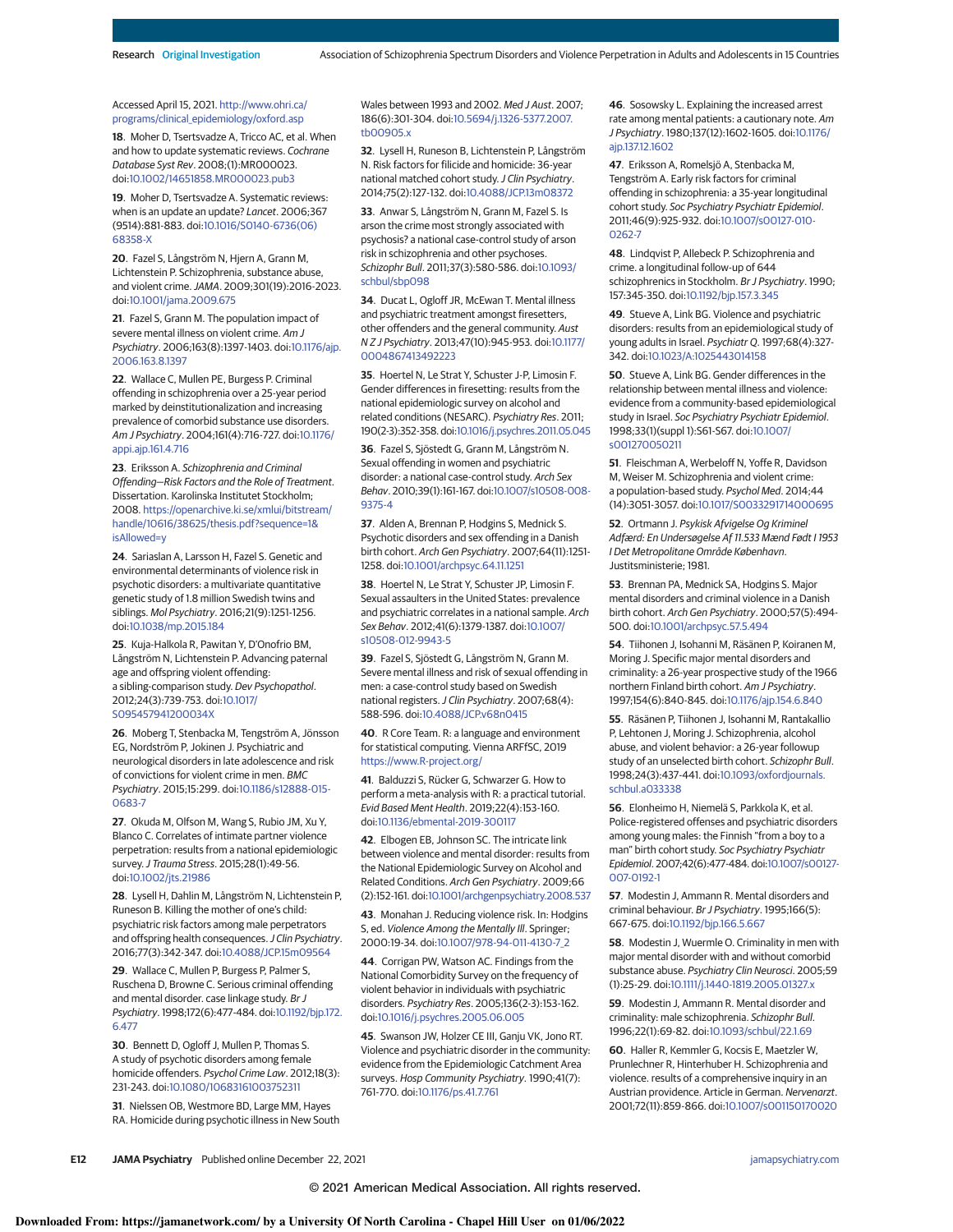Accessed April 15, 2021. http://www.ohri.ca/programs/clinical_epidemiology/oxford.asp

18. Moher D, Tsertsvadze A, Tricco AC, et al. When and how to update systematic reviews. *Cochrane Database Syst Rev*. 2008;(1):MR000023. doi:10.1002/14651858.MR000023.pub3

19. Moher D, Tsertsvadze A. Systematic reviews: when is an update an update? *Lancet*. 2006;367(9514):881-883. doi:10.1016/S0140-6736(06)68358-X

20. Fazel S, Långström N, Hjern A, Grann M, Lichtenstein P. Schizophrenia, substance abuse, and violent crime. *JAMA*. 2009;301(19):2016-2023. doi:10.1001/jama.2009.675

21. Fazel S, Grann M. The population impact of severe mental illness on violent crime. *Am J Psychiatry*. 2006;163(8):1397-1403. doi:10.1176/ajp.2006.163.8.1397

22. Wallace C, Mullen PE, Burgess P. Criminal offending in schizophrenia over a 25-year period marked by deinstitutionalization and increasing prevalence of comorbid substance use disorders. *Am J Psychiatry*. 2004;161(4):716-727. doi:10.1176/appi.ajp.161.4.716

23. Eriksson A. *Schizophrenia and Criminal Offending—Risk Factors and the Role of Treatment*. Dissertation. Karolinska Institutet Stockholm; 2008. https://openarchive.ki.se/xmlui/bitstream/handle/10616/38625/thesis.pdf?sequence=1&isAllowed=y

24. Sariaslan A, Larsson H, Fazel S. Genetic and environmental determinants of violence risk in psychotic disorders: a multivariate quantitative genetic study of 1.8 million Swedish twins and siblings. *Mol Psychiatry*. 2016;21(9):1251-1256. doi:10.1038/mp.2015.184

25. Kuja-Halkola R, Pawitan Y, D'Onofrio BM, Långström N, Lichtenstein P. Advancing paternal age and offspring violent offending: a sibling-comparison study. *Dev Psychopathol*. 2012;24(3):739-753. doi:10.1017/S095457941200034X

26. Moberg T, Stenbacka M, Tengström A, Jönsson EG, Nordström P, Jokinen J. Psychiatric and neurological disorders in late adolescence and risk of convictions for violent crime in men. *BMC Psychiatry*. 2015;15:299. doi:10.1186/s12888-015-0683-7

27. Okuda M, Olfson M, Wang S, Rubio JM, Xu Y, Blanco C. Correlates of intimate partner violence perpetration: results from a national epidemiologic survey. *J Trauma Stress*. 2015;28(1):49-56. doi:10.1002/jts.21986

28. Lysell H, Dahlin M, Långström N, Lichtenstein P, Runeson B. Killing the mother of one's child: psychiatric risk factors among male perpetrators and offspring health consequences. *J Clin Psychiatry*. 2016;77(3):342-347. doi:10.4088/JCP.15m09564

29. Wallace C, Mullen P, Burgess P, Palmer S, Ruschena D, Browne C. Serious criminal offending and mental disorder. case linkage study. *Br J Psychiatry*. 1998;172(6):477-484. doi:10.1192/bjp.172.6.477

30. Bennett D, Ogloff J, Mullen P, Thomas S. A study of psychotic disorders among female homicide offenders. *Psychol Crime Law*. 2012;18(3):231-243. doi:10.1080/10683161003752311

31. Nielssen OB, Westmore BD, Large MM, Hayes RA. Homicide during psychotic illness in New South Wales between 1993 and 2002. *Med J Aust*. 2007;186(6):301-304. doi:10.5694/j.1326-5377.2007.tb00905.x

32. Lysell H, Runeson B, Lichtenstein P, Långström N. Risk factors for filicide and homicide: 36-year national matched cohort study. *J Clin Psychiatry*. 2014;75(2):127-132. doi:10.4088/JCP.13m08372

33. Anwar S, Långström N, Grann M, Fazel S. Is arson the crime most strongly associated with psychosis? a national case-control study of arson risk in schizophrenia and other psychoses. *Schizophr Bull*. 2011;37(3):580-586. doi:10.1093/schbul/sbp098

34. Ducat L, Ogloff JR, McEwan T. Mental illness and psychiatric treatment amongst firesetters, other offenders and the general community. *Aust N Z J Psychiatry*. 2013;47(10):945-953. doi:10.1177/0004867413492223

35. Hoertel N, Le Strat Y, Schuster J-P, Limosin F. Gender differences in firesetting: results from the national epidemiologic survey on alcohol and related conditions (NESARC). *Psychiatry Res*. 2011;190(2-3):352-358. doi:10.1016/j.psychres.2011.05.045

36. Fazel S, Sjöstedt G, Grann M, Långström N. Sexual offending in women and psychiatric disorder: a national case-control study. *Arch Sex Behav*. 2010;39(1):161-167. doi:10.1007/s10508-008-9375-4

37. Alden A, Brennan P, Hodgins S, Mednick S. Psychotic disorders and sex offending in a Danish birth cohort. *Arch Gen Psychiatry*. 2007;64(11):1251-1258. doi:10.1001/archpsyc.64.11.1251

38. Hoertel N, Le Strat Y, Schuster J-P, Limosin F. Sexual assaulters in the United States: prevalence and psychiatric correlates in a national sample. *Arch Sex Behav*. 2012;41(6):1379-1387. doi:10.1007/s10508-012-9943-5

39. Fazel S, Sjöstedt G, Långström N, Grann M. Severe mental illness and risk of sexual offending in men: a case-control study based on Swedish national registers. *J Clin Psychiatry*. 2007;68(4):588-596. doi:10.4088/JCP.v68n0415

40. R Core Team. R: a language and environment for statistical computing. Vienna ARFfSC, 2019 https://www.R-project.org/

41. Balduzzi S, Rücker G, Schwarzer G. How to perform a meta-analysis with R: a practical tutorial. *Evid Based Ment Health*. 2019;22(4):153-160. doi:10.1136/ebmental-2019-300117

42. Elbogen EB, Johnson SC. The intricate link between violence and mental disorder: results from the National Epidemiologic Survey on Alcohol and Related Conditions. *Arch Gen Psychiatry*. 2009;66(2):152-161. doi:10.1001/archgenpsychiatry.2008.537

43. Monahan J. Reducing violence risk. In: Hodgins S, ed. *Violence Among the Mentally Ill*. Springer; 2000:19-34. doi:10.1007/978-94-011-4130-7_2

44. Corrigan PW, Watson AC. Findings from the National Comorbidity Survey on the frequency of violent behavior in individuals with psychiatric disorders. *Psychiatry Res*. 2005;136(2-3):153-162. doi:10.1016/j.psychres.2005.06.005

45. Swanson JW, Holzer CE III, Ganju VK, Jono RT. Violence and psychiatric disorder in the community: evidence from the Epidemiologic Catchment Area surveys. *Hosp Community Psychiatry*. 1990;41(7):761-770. doi:10.1176/ps.41.7.761

46. Sosowsky L. Explaining the increased arrest rate among mental patients: a cautionary note. *Am J Psychiatry*. 1980;137(12):1602-1605. doi:10.1176/ajp.137.12.1602

47. Eriksson A, Romelsjö A, Stenbacka M, Tengström A. Early risk factors for criminal offending in schizophrenia: a 35-year longitudinal cohort study. *Soc Psychiatry Psychiatr Epidemiol*. 2011;46(9):925-932. doi:10.1007/s00127-010-0262-7

48. Lindqvist P, Allebeck P. Schizophrenia and crime. a longitudinal follow-up of 644 schizophrenics in Stockholm. *Br J Psychiatry*. 1990;157:345-350. doi:10.1192/bjp.157.3.345

49. Stueve A, Link BG. Violence and psychiatric disorders: results from an epidemiological study of young adults in Israel. *Psychiatr Q*. 1997;68(4):327-342. doi:10.1023/A:1025443014158

50. Stueve A, Link BG. Gender differences in the relationship between mental illness and violence: evidence from a community-based epidemiological study in Israel. *Soc Psychiatry Psychiatr Epidemiol*. 1998;33(1)(suppl 1):S61-S67. doi:10.1007/s001270050211

51. Fleischman A, Werbeloff N, Yoffe R, Davidson M, Weiser M. Schizophrenia and violent crime: a population-based study. *Psychol Med*. 2014;44(14):3051-3057. doi:10.1017/S0033291714000695

52. Ortmann J. *Psykisk Afvigelse Og Kriminel Adfærd: En Undersøgelse Af 11.533 Mænd Født I 1953 I Det Metropolitane Område København*. Justitsministerie; 1981.

53. Brennan PA, Mednick SA, Hodgins S. Major mental disorders and criminal violence in a Danish birth cohort. *Arch Gen Psychiatry*. 2000;57(5):494-500. doi:10.1001/archpsyc.57.5.494

54. Tiihonen J, Isohanni M, Räsänen P, Koiranen M, Moring J. Specific major mental disorders and criminality: a 26-year prospective study of the 1966 northern Finland birth cohort. *Am J Psychiatry*. 1997;154(6):840-845. doi:10.1176/ajp.154.6.840

55. Räsänen P, Tiihonen J, Isohanni M, Rantakallio P, Lehtonen J, Moring J. Schizophrenia, alcohol abuse, and violent behavior: a 26-year followup study of an unselected birth cohort. *Schizophr Bull*. 1998;24(3):437-441. doi:10.1093/oxfordjournals.schbul.a033338

56. Elonheimo H, Niemelä S, Parkkola K, et al. Police-registered offenses and psychiatric disorders among young males: the Finnish "from a boy to a man" birth cohort study. *Soc Psychiatry Psychiatr Epidemiol*. 2007;42(6):477-484. doi:10.1007/s00127-007-0192-1

57. Modestin J, Ammann R. Mental disorders and criminal behaviour. *Br J Psychiatry*. 1995;166(5):667-675. doi:10.1192/bjp.166.5.667

58. Modestin J, Wuermle O. Criminality in men with major mental disorder with and without comorbid substance abuse. *Psychiatry Clin Neurosci*. 2005;59(1):25-29. doi:10.1111/j.1440-1819.2005.01327.x

59. Modestin J, Ammann R. Mental disorder and criminality: male schizophrenia. *Schizophr Bull*. 1996;22(1):69-82. doi:10.1093/schbul/22.1.69

60. Haller R, Kemmler G, Kocsis E, Maetzler W, Prunlechner R, Hinterhuber H. Schizophrenia and violence. results of a comprehensive inquiry in an Austrian providence. Article in German. *Nervenarzt*. 2001;72(11):859-866. doi:10.1007/s001150170020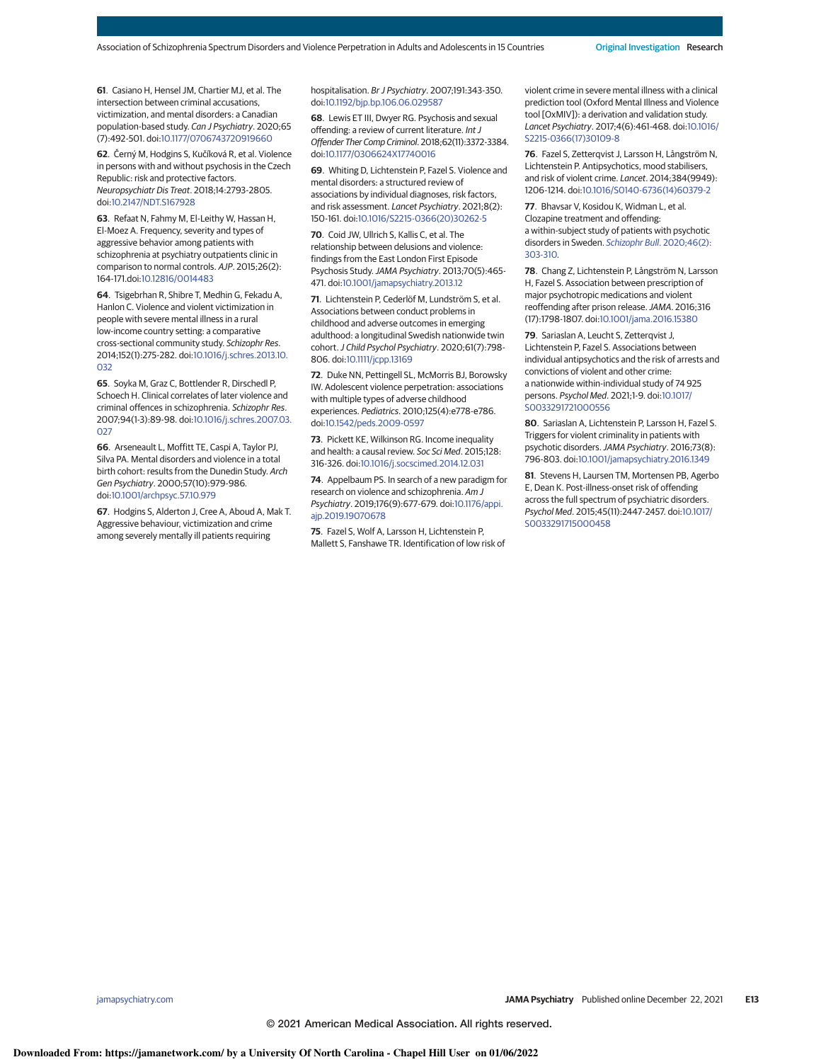61. Casiano H, Hensel JM, Chartier MJ, et al. The intersection between criminal accusations, victimization, and mental disorders: a Canadian population-based study. *Can J Psychiatry*. 2020;65(7):492-501. doi:10.1177/0706743720919660

62. Černý M, Hodgins S, Kučíková R, et al. Violence in persons with and without psychosis in the Czech Republic: risk and protective factors. *Neuropsychiatr Dis Treat*. 2018;14:2793-2805. doi:10.2147/NDT.S167928

63. Refaat N, Fahmy M, El-Leithy W, Hassan H, El-Moez A. Frequency, severity and types of aggressive behavior among patients with schizophrenia at psychiatry outpatients clinic in comparison to normal controls. *AJP*. 2015;26(2):164-171.doi:10.12816/0014483

64. Tsigebrhan R, Shibre T, Medhin G, Fekadu A, Hanlon C. Violence and violent victimization in people with severe mental illness in a rural low-income country setting: a comparative cross-sectional community study. *Schizophr Res*. 2014;152(1):275-282. doi:10.1016/j.schres.2013.10.032

65. Soyka M, Graz C, Bottlender R, Dirschedl P, Schoech H. Clinical correlates of later violence and criminal offences in schizophrenia. *Schizophr Res*. 2007;94(1-3):89-98. doi:10.1016/j.schres.2007.03.027

66. Arseneault L, Moffitt TE, Caspi A, Taylor PJ, Silva PA. Mental disorders and violence in a total birth cohort: results from the Dunedin Study. *Arch Gen Psychiatry*. 2000;57(10):979-986. doi:10.1001/archpsyc.57.10.979

67. Hodgins S, Alderton J, Cree A, Aboud A, Mak T. Aggressive behaviour, victimization and crime among severely mentally ill patients requiring hospitalisation. *Br J Psychiatry*. 2007;191:343-350. doi:10.1192/bjp.bp.106.06.029587

68. Lewis ET III, Dwyer RG. Psychosis and sexual offending: a review of current literature. *Int J Offender Ther Comp Criminol*. 2018;62(11):3372-3384. doi:10.1177/0306624X17740016

69. Whiting D, Lichtenstein P, Fazel S. Violence and mental disorders: a structured review of associations by individual diagnoses, risk factors, and risk assessment. *Lancet Psychiatry*. 2021;8(2):150-161. doi:10.1016/S2215-0366(20)30262-5

70. Coid JW, Ullrich S, Kallis C, et al. The relationship between delusions and violence: findings from the East London First Episode Psychosis Study. *JAMA Psychiatry*. 2013;70(5):465-471. doi:10.1001/jamapsychiatry.2013.12

71. Lichtenstein P, Cederlöf M, Lundström S, et al. Associations between conduct problems in childhood and adverse outcomes in emerging adulthood: a longitudinal Swedish nationwide twin cohort. *J Child Psychol Psychiatry*. 2020;61(7):798-806. doi:10.1111/jcpp.13169

72. Duke NN, Pettingell SL, McMorris BJ, Borowsky IW. Adolescent violence perpetration: associations with multiple types of adverse childhood experiences. *Pediatrics*. 2010;125(4):e778-e786. doi:10.1542/peds.2009-0597

73. Pickett KE, Wilkinson RG. Income inequality and health: a causal review. *Soc Sci Med*. 2015;128:316-326. doi:10.1016/j.socscimed.2014.12.031

74. Appelbaum PS. In search of a new paradigm for research on violence and schizophrenia. *Am J Psychiatry*. 2019;176(9):677-679. doi:10.1176/appi.ajp.2019.19070678

75. Fazel S, Wolf A, Larsson H, Lichtenstein P, Mallett S, Fanshawe TR. Identification of low risk of violent crime in severe mental illness with a clinical prediction tool (Oxford Mental Illness and Violence tool [OxMIV]): a derivation and validation study. *Lancet Psychiatry*. 2017;4(6):461-468. doi:10.1016/S2215-0366(17)30109-8

76. Fazel S, Zetterqvist J, Larsson H, Långström N, Lichtenstein P. Antipsychotics, mood stabilisers, and risk of violent crime. *Lancet*. 2014;384(9949):1206-1214. doi:10.1016/S0140-6736(14)60379-2

77. Bhavsar V, Kosidou K, Widman L, et al. Clozapine treatment and offending: a within-subject study of patients with psychotic disorders in Sweden. *Schizophr Bull*. 2020;46(2):303-310.

78. Chang Z, Lichtenstein P, Långström N, Larsson H, Fazel S. Association between prescription of major psychotropic medications and violent reoffending after prison release. *JAMA*. 2016;316(17):1798-1807. doi:10.1001/jama.2016.15380

79. Sariaslan A, Leucht S, Zetterqvist J, Lichtenstein P, Fazel S. Associations between individual antipsychotics and the risk of arrests and convictions of violent and other crime: a nationwide within-individual study of 74 925 persons. *Psychol Med*. 2021;1-9. doi:10.1017/S0033291721000556

80. Sariaslan A, Lichtenstein P, Larsson H, Fazel S. Triggers for violent criminality in patients with psychotic disorders. *JAMA Psychiatry*. 2016;73(8):796-803. doi:10.1001/jamapsychiatry.2016.1349

81. Stevens H, Laursen TM, Mortensen PB, Agerbo E, Dean K. Post-illness-onset risk of offending across the full spectrum of psychiatric disorders. *Psychol Med*. 2015;45(11):2447-2457. doi:10.1017/S0033291715000458